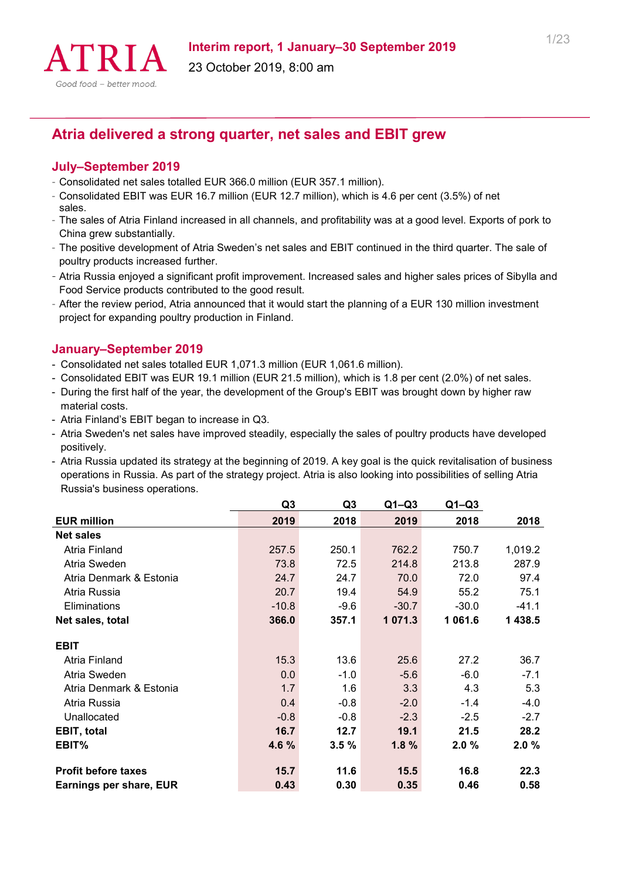ATRIA

*Good food – better mood.*

**Interim report, 1 January–30 September 2019**

23 October 2019, 8:00 am

# Atria delivered a strong quarter, net sales and EBIT grew

## July–September 2019

- Consolidated net sales totalled EUR 366.0 million (EUR 357.1 million).
- Consolidated EBIT was EUR 16.7 million (EUR 12.7 million), which is 4.6 per cent (3.5%) of net sales.
- The sales of Atria Finland increased in all channels, and profitability was at a good level. Exports of pork to China grew substantially.
- The positive development of Atria Sweden's net sales and EBIT continued in the third quarter. The sale of poultry products increased further.
- Atria Russia enjoyed a significant profit improvement. Increased sales and higher sales prices of Sibylla and Food Service products contributed to the good result.
- After the review period, Atria announced that it would start the planning of a EUR 130 million investment project for expanding poultry production in Finland.

## January–September 2019

- Consolidated net sales totalled EUR 1,071.3 million (EUR 1,061.6 million).
- Consolidated EBIT was EUR 19.1 million (EUR 21.5 million), which is 1.8 per cent (2.0%) of net sales.
- During the first half of the year, the development of the Group's EBIT was brought down by higher raw material costs.
- Atria Finland's EBIT began to increase in Q3.
- Atria Sweden's net sales have improved steadily, especially the sales of poultry products have developed positively.
- Atria Russia updated its strategy at the beginning of 2019. A key goal is the quick revitalisation of business operations in Russia. As part of the strategy project. Atria is also looking into possibilities of selling Atria Russia's business operations.

| | Q3 | Q3 | Q1–Q3 | Q1–Q3 | |
|---|---|---|---|---|---|
| **EUR million** | **2019** | **2018** | **2019** | **2018** | **2018** |
| **Net sales** | | | | | |
| Atria Finland | 257.5 | 250.1 | 762.2 | 750.7 | 1,019.2 |
| Atria Sweden | 73.8 | 72.5 | 214.8 | 213.8 | 287.9 |
| Atria Denmark & Estonia | 24.7 | 24.7 | 70.0 | 72.0 | 97.4 |
| Atria Russia | 20.7 | 19.4 | 54.9 | 55.2 | 75.1 |
| Eliminations | -10.8 | -9.6 | -30.7 | -30.0 | -41.1 |
| **Net sales, total** | **366.0** | **357.1** | **1 071.3** | **1 061.6** | **1 438.5** |
| | | | | | |
| **EBIT** | | | | | |
| Atria Finland | 15.3 | 13.6 | 25.6 | 27.2 | 36.7 |
| Atria Sweden | 0.0 | -1.0 | -5.6 | -6.0 | -7.1 |
| Atria Denmark & Estonia | 1.7 | 1.6 | 3.3 | 4.3 | 5.3 |
| Atria Russia | 0.4 | -0.8 | -2.0 | -1.4 | -4.0 |
| Unallocated | -0.8 | -0.8 | -2.3 | -2.5 | -2.7 |
| **EBIT, total** | **16.7** | **12.7** | **19.1** | **21.5** | **28.2** |
| **EBIT%** | **4.6 %** | **3.5 %** | **1.8 %** | **2.0 %** | **2.0 %** |
| | | | | | |
| **Profit before taxes** | **15.7** | **11.6** | **15.5** | **16.8** | **22.3** |
| **Earnings per share, EUR** | **0.43** | **0.30** | **0.35** | **0.46** | **0.58** |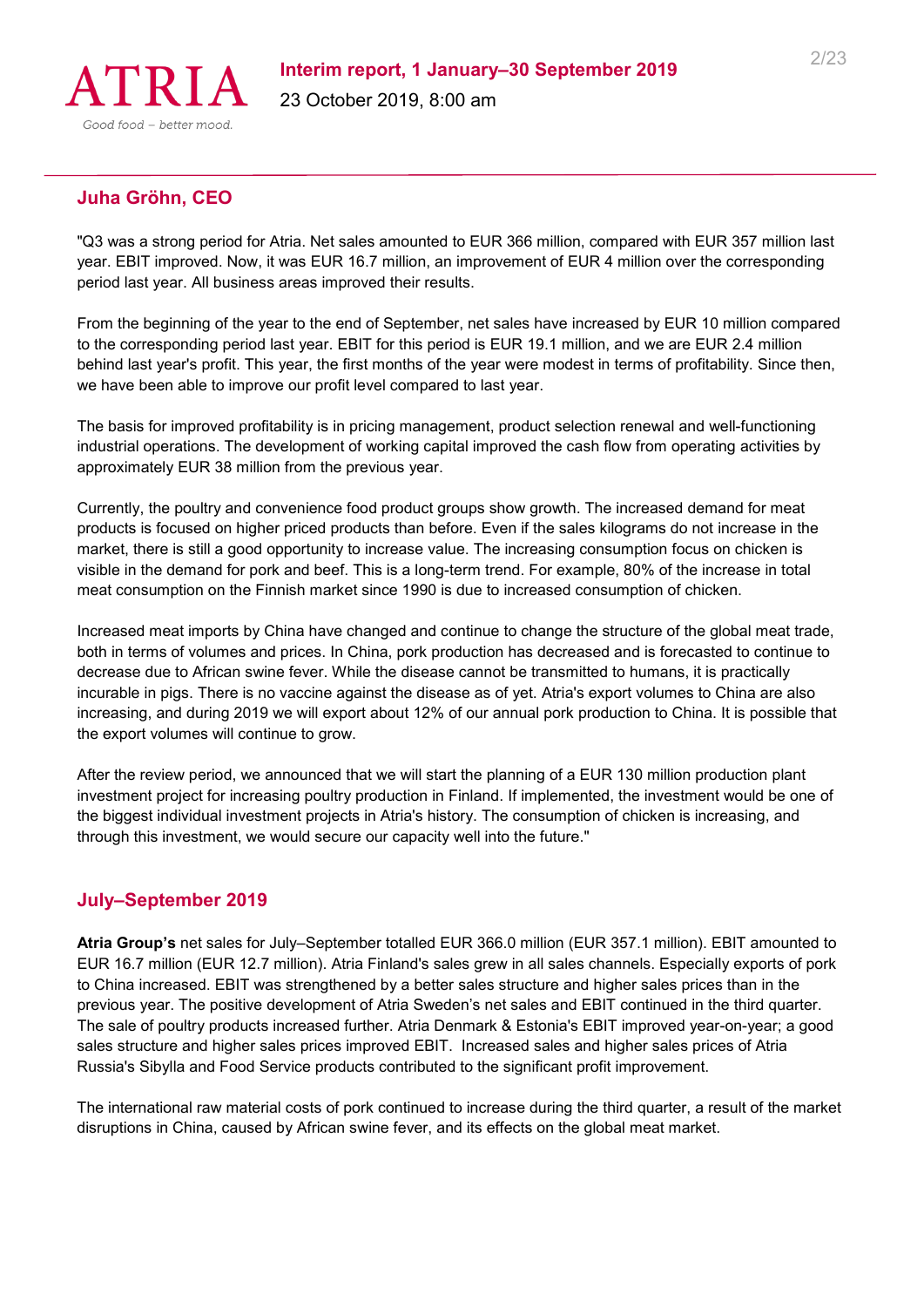## Juha Gröhn, CEO

"Q3 was a strong period for Atria. Net sales amounted to EUR 366 million, compared with EUR 357 million last year. EBIT improved. Now, it was EUR 16.7 million, an improvement of EUR 4 million over the corresponding period last year. All business areas improved their results.

From the beginning of the year to the end of September, net sales have increased by EUR 10 million compared to the corresponding period last year. EBIT for this period is EUR 19.1 million, and we are EUR 2.4 million behind last year's profit. This year, the first months of the year were modest in terms of profitability. Since then, we have been able to improve our profit level compared to last year.

The basis for improved profitability is in pricing management, product selection renewal and well-functioning industrial operations. The development of working capital improved the cash flow from operating activities by approximately EUR 38 million from the previous year.

Currently, the poultry and convenience food product groups show growth. The increased demand for meat products is focused on higher priced products than before. Even if the sales kilograms do not increase in the market, there is still a good opportunity to increase value. The increasing consumption focus on chicken is visible in the demand for pork and beef. This is a long-term trend. For example, 80% of the increase in total meat consumption on the Finnish market since 1990 is due to increased consumption of chicken.

Increased meat imports by China have changed and continue to change the structure of the global meat trade, both in terms of volumes and prices. In China, pork production has decreased and is forecasted to continue to decrease due to African swine fever. While the disease cannot be transmitted to humans, it is practically incurable in pigs. There is no vaccine against the disease as of yet. Atria's export volumes to China are also increasing, and during 2019 we will export about 12% of our annual pork production to China. It is possible that the export volumes will continue to grow.

After the review period, we announced that we will start the planning of a EUR 130 million production plant investment project for increasing poultry production in Finland. If implemented, the investment would be one of the biggest individual investment projects in Atria's history. The consumption of chicken is increasing, and through this investment, we would secure our capacity well into the future."

## July–September 2019

**Atria Group's** net sales for July–September totalled EUR 366.0 million (EUR 357.1 million). EBIT amounted to EUR 16.7 million (EUR 12.7 million). Atria Finland's sales grew in all sales channels. Especially exports of pork to China increased. EBIT was strengthened by a better sales structure and higher sales prices than in the previous year. The positive development of Atria Sweden's net sales and EBIT continued in the third quarter. The sale of poultry products increased further. Atria Denmark & Estonia's EBIT improved year-on-year; a good sales structure and higher sales prices improved EBIT. Increased sales and higher sales prices of Atria Russia's Sibylla and Food Service products contributed to the significant profit improvement.

The international raw material costs of pork continued to increase during the third quarter, a result of the market disruptions in China, caused by African swine fever, and its effects on the global meat market.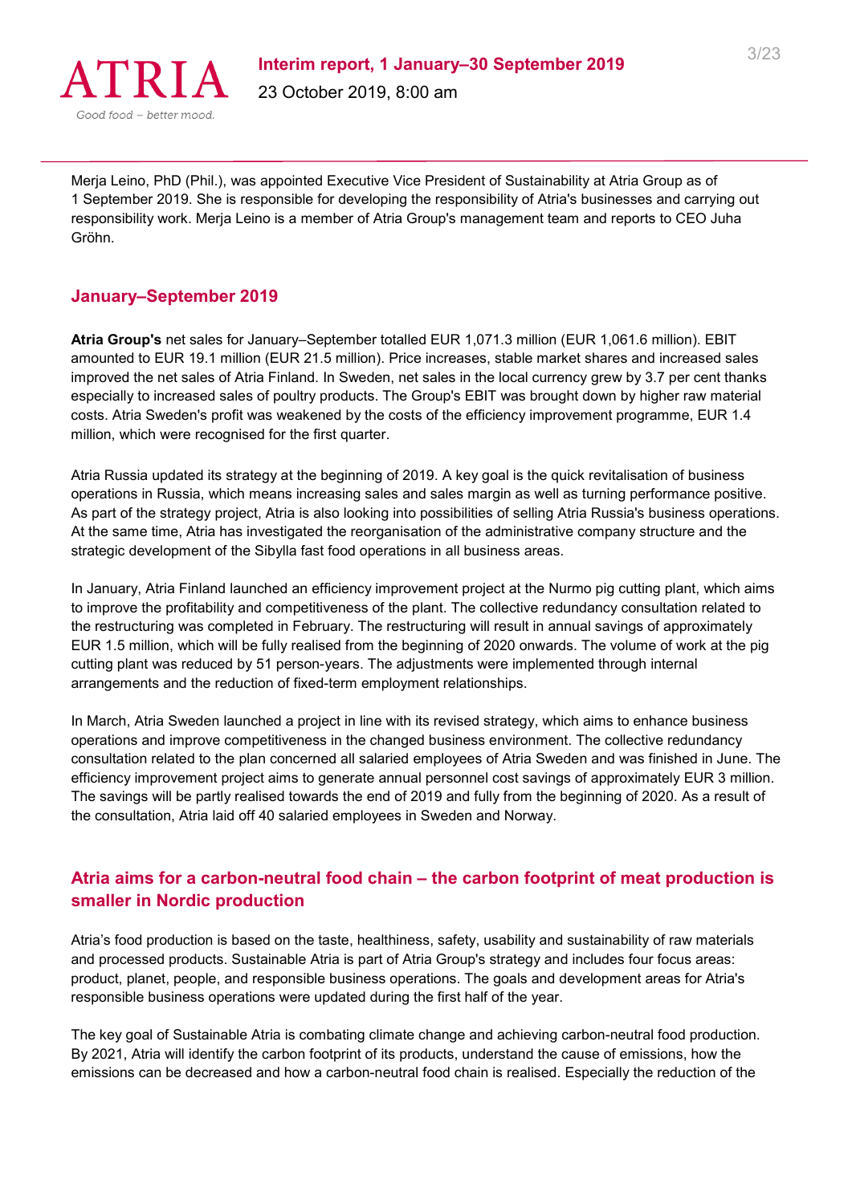Merja Leino, PhD (Phil.), was appointed Executive Vice President of Sustainability at Atria Group as of 1 September 2019. She is responsible for developing the responsibility of Atria's businesses and carrying out responsibility work. Merja Leino is a member of Atria Group's management team and reports to CEO Juha Gröhn.

## January–September 2019

**Atria Group's** net sales for January–September totalled EUR 1,071.3 million (EUR 1,061.6 million). EBIT amounted to EUR 19.1 million (EUR 21.5 million). Price increases, stable market shares and increased sales improved the net sales of Atria Finland. In Sweden, net sales in the local currency grew by 3.7 per cent thanks especially to increased sales of poultry products. The Group's EBIT was brought down by higher raw material costs. Atria Sweden's profit was weakened by the costs of the efficiency improvement programme, EUR 1.4 million, which were recognised for the first quarter.

Atria Russia updated its strategy at the beginning of 2019. A key goal is the quick revitalisation of business operations in Russia, which means increasing sales and sales margin as well as turning performance positive. As part of the strategy project, Atria is also looking into possibilities of selling Atria Russia's business operations. At the same time, Atria has investigated the reorganisation of the administrative company structure and the strategic development of the Sibylla fast food operations in all business areas.

In January, Atria Finland launched an efficiency improvement project at the Nurmo pig cutting plant, which aims to improve the profitability and competitiveness of the plant. The collective redundancy consultation related to the restructuring was completed in February. The restructuring will result in annual savings of approximately EUR 1.5 million, which will be fully realised from the beginning of 2020 onwards. The volume of work at the pig cutting plant was reduced by 51 person-years. The adjustments were implemented through internal arrangements and the reduction of fixed-term employment relationships.

In March, Atria Sweden launched a project in line with its revised strategy, which aims to enhance business operations and improve competitiveness in the changed business environment. The collective redundancy consultation related to the plan concerned all salaried employees of Atria Sweden and was finished in June. The efficiency improvement project aims to generate annual personnel cost savings of approximately EUR 3 million. The savings will be partly realised towards the end of 2019 and fully from the beginning of 2020. As a result of the consultation, Atria laid off 40 salaried employees in Sweden and Norway.

## Atria aims for a carbon-neutral food chain – the carbon footprint of meat production is smaller in Nordic production

Atria's food production is based on the taste, healthiness, safety, usability and sustainability of raw materials and processed products. Sustainable Atria is part of Atria Group's strategy and includes four focus areas: product, planet, people, and responsible business operations. The goals and development areas for Atria's responsible business operations were updated during the first half of the year.

The key goal of Sustainable Atria is combating climate change and achieving carbon-neutral food production. By 2021, Atria will identify the carbon footprint of its products, understand the cause of emissions, how the emissions can be decreased and how a carbon-neutral food chain is realised. Especially the reduction of the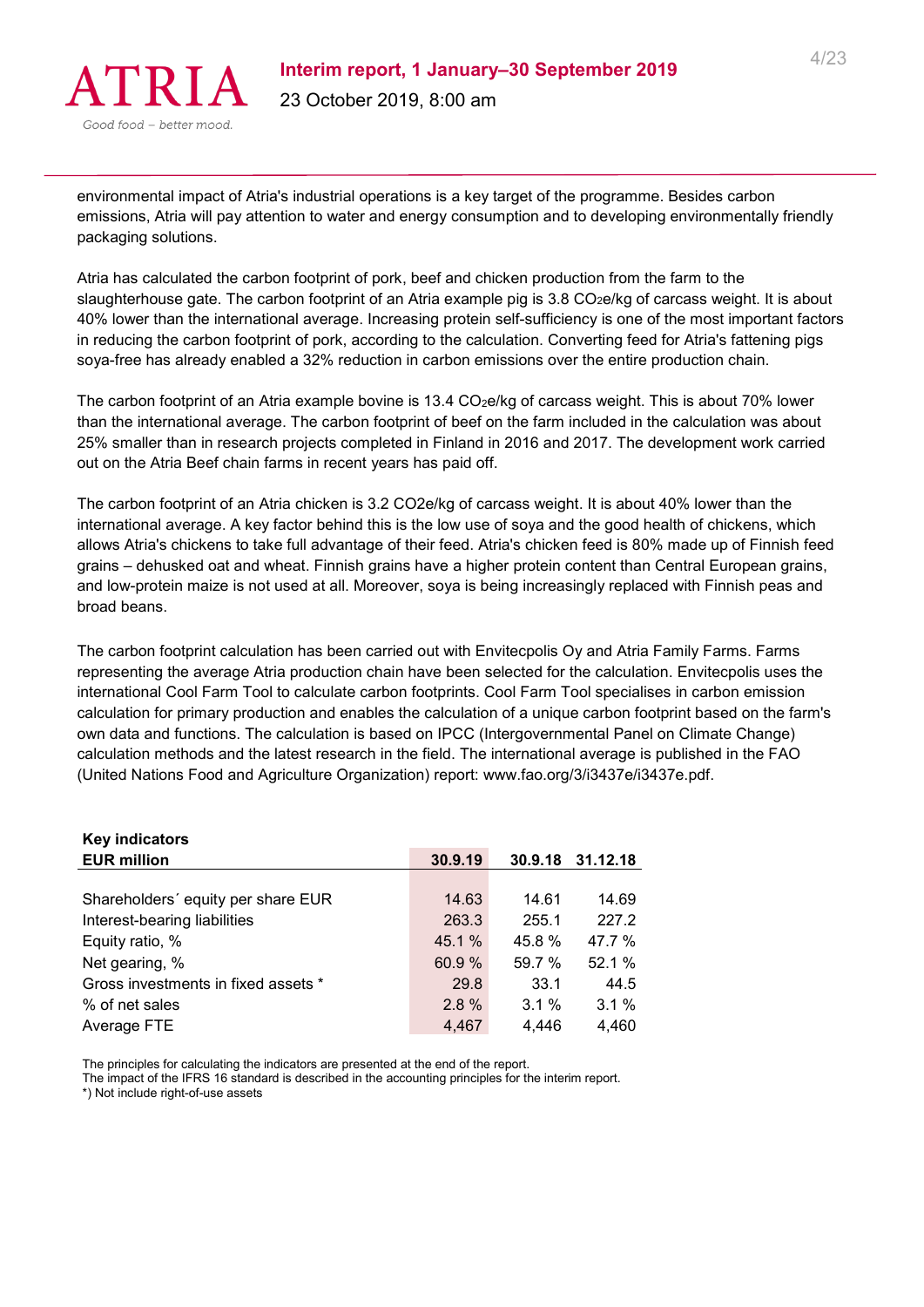environmental impact of Atria's industrial operations is a key target of the programme. Besides carbon emissions, Atria will pay attention to water and energy consumption and to developing environmentally friendly packaging solutions.

Atria has calculated the carbon footprint of pork, beef and chicken production from the farm to the slaughterhouse gate. The carbon footprint of an Atria example pig is 3.8 $CO_2e$/kg of carcass weight. It is about 40% lower than the international average. Increasing protein self-sufficiency is one of the most important factors in reducing the carbon footprint of pork, according to the calculation. Converting feed for Atria's fattening pigs soya-free has already enabled a 32% reduction in carbon emissions over the entire production chain.

The carbon footprint of an Atria example bovine is 13.4 $CO_2e$/kg of carcass weight. This is about 70% lower than the international average. The carbon footprint of beef on the farm included in the calculation was about 25% smaller than in research projects completed in Finland in 2016 and 2017. The development work carried out on the Atria Beef chain farms in recent years has paid off.

The carbon footprint of an Atria chicken is 3.2 CO2e/kg of carcass weight. It is about 40% lower than the international average. A key factor behind this is the low use of soya and the good health of chickens, which allows Atria's chickens to take full advantage of their feed. Atria's chicken feed is 80% made up of Finnish feed grains – dehusked oat and wheat. Finnish grains have a higher protein content than Central European grains, and low-protein maize is not used at all. Moreover, soya is being increasingly replaced with Finnish peas and broad beans.

The carbon footprint calculation has been carried out with Envitecpolis Oy and Atria Family Farms. Farms representing the average Atria production chain have been selected for the calculation. Envitecpolis uses the international Cool Farm Tool to calculate carbon footprints. Cool Farm Tool specialises in carbon emission calculation for primary production and enables the calculation of a unique carbon footprint based on the farm's own data and functions. The calculation is based on IPCC (Intergovernmental Panel on Climate Change) calculation methods and the latest research in the field. The international average is published in the FAO (United Nations Food and Agriculture Organization) report: www.fao.org/3/i3437e/i3437e.pdf.

**Key indicators**

| **EUR million** | **30.9.19** | **30.9.18** | **31.12.18** |
|---|---|---|---|
| Shareholders´ equity per share EUR | 14.63 | 14.61 | 14.69 |
| Interest-bearing liabilities | 263.3 | 255.1 | 227.2 |
| Equity ratio, % | 45.1 % | 45.8 % | 47.7 % |
| Net gearing, % | 60.9 % | 59.7 % | 52.1 % |
| Gross investments in fixed assets * | 29.8 | 33.1 | 44.5 |
| % of net sales | 2.8 % | 3.1 % | 3.1 % |
| Average FTE | 4,467 | 4,446 | 4,460 |

The principles for calculating the indicators are presented at the end of the report.
The impact of the IFRS 16 standard is described in the accounting principles for the interim report.
*) Not include right-of-use assets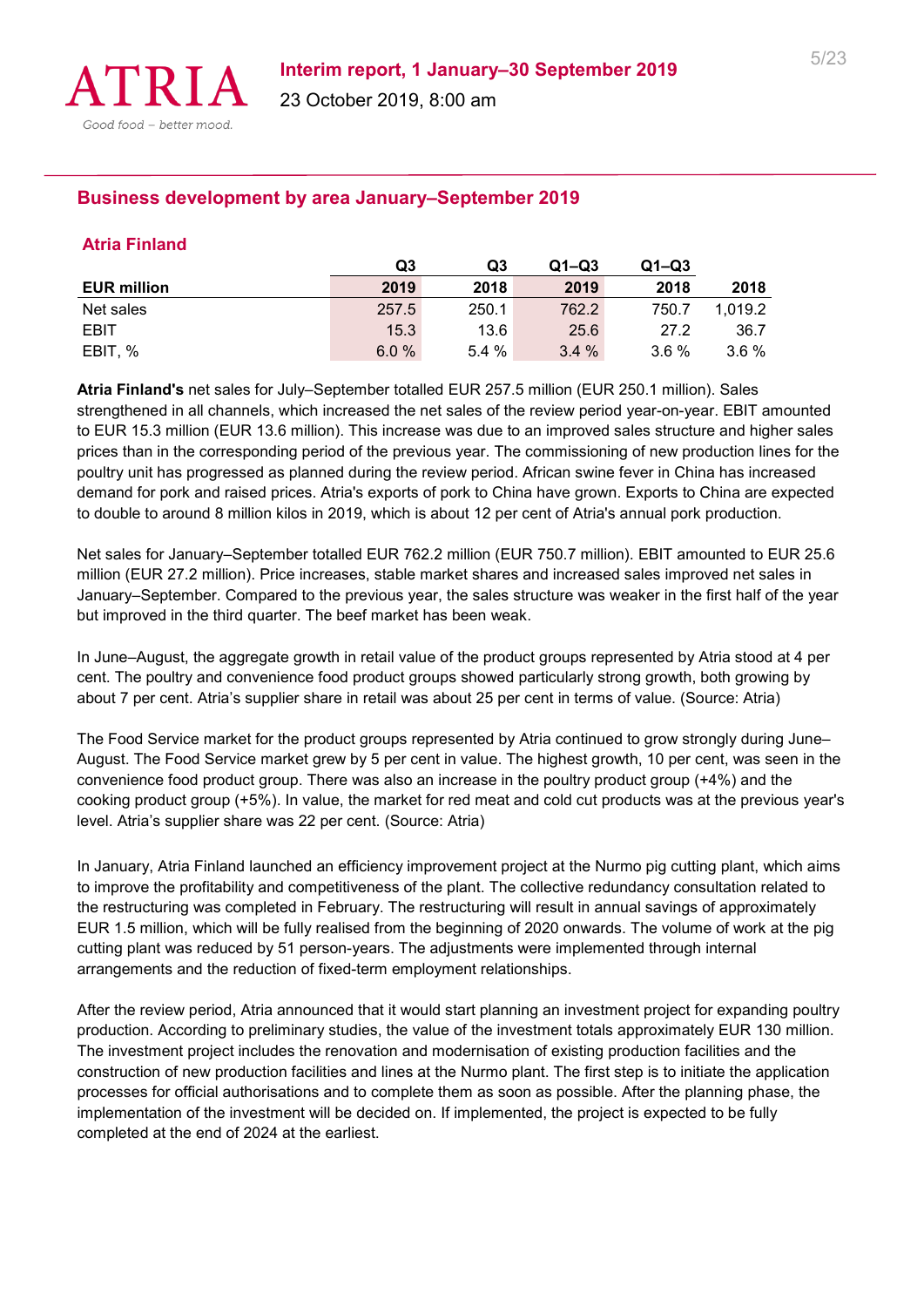## Business development by area January–September 2019

### Atria Finland

| EUR million | Q3 2019 | Q3 2018 | Q1–Q3 2019 | Q1–Q3 2018 | 2018 |
|---|---|---|---|---|---|
| Net sales | 257.5 | 250.1 | 762.2 | 750.7 | 1,019.2 |
| EBIT | 15.3 | 13.6 | 25.6 | 27.2 | 36.7 |
| EBIT, % | 6.0 % | 5.4 % | 3.4 % | 3.6 % | 3.6 % |

**Atria Finland's** net sales for July–September totalled EUR 257.5 million (EUR 250.1 million). Sales strengthened in all channels, which increased the net sales of the review period year-on-year. EBIT amounted to EUR 15.3 million (EUR 13.6 million). This increase was due to an improved sales structure and higher sales prices than in the corresponding period of the previous year. The commissioning of new production lines for the poultry unit has progressed as planned during the review period. African swine fever in China has increased demand for pork and raised prices. Atria's exports of pork to China have grown. Exports to China are expected to double to around 8 million kilos in 2019, which is about 12 per cent of Atria's annual pork production.

Net sales for January–September totalled EUR 762.2 million (EUR 750.7 million). EBIT amounted to EUR 25.6 million (EUR 27.2 million). Price increases, stable market shares and increased sales improved net sales in January–September. Compared to the previous year, the sales structure was weaker in the first half of the year but improved in the third quarter. The beef market has been weak.

In June–August, the aggregate growth in retail value of the product groups represented by Atria stood at 4 per cent. The poultry and convenience food product groups showed particularly strong growth, both growing by about 7 per cent. Atria's supplier share in retail was about 25 per cent in terms of value. (Source: Atria)

The Food Service market for the product groups represented by Atria continued to grow strongly during June–August. The Food Service market grew by 5 per cent in value. The highest growth, 10 per cent, was seen in the convenience food product group. There was also an increase in the poultry product group (+4%) and the cooking product group (+5%). In value, the market for red meat and cold cut products was at the previous year's level. Atria's supplier share was 22 per cent. (Source: Atria)

In January, Atria Finland launched an efficiency improvement project at the Nurmo pig cutting plant, which aims to improve the profitability and competitiveness of the plant. The collective redundancy consultation related to the restructuring was completed in February. The restructuring will result in annual savings of approximately EUR 1.5 million, which will be fully realised from the beginning of 2020 onwards. The volume of work at the pig cutting plant was reduced by 51 person-years. The adjustments were implemented through internal arrangements and the reduction of fixed-term employment relationships.

After the review period, Atria announced that it would start planning an investment project for expanding poultry production. According to preliminary studies, the value of the investment totals approximately EUR 130 million. The investment project includes the renovation and modernisation of existing production facilities and the construction of new production facilities and lines at the Nurmo plant. The first step is to initiate the application processes for official authorisations and to complete them as soon as possible. After the planning phase, the implementation of the investment will be decided on. If implemented, the project is expected to be fully completed at the end of 2024 at the earliest.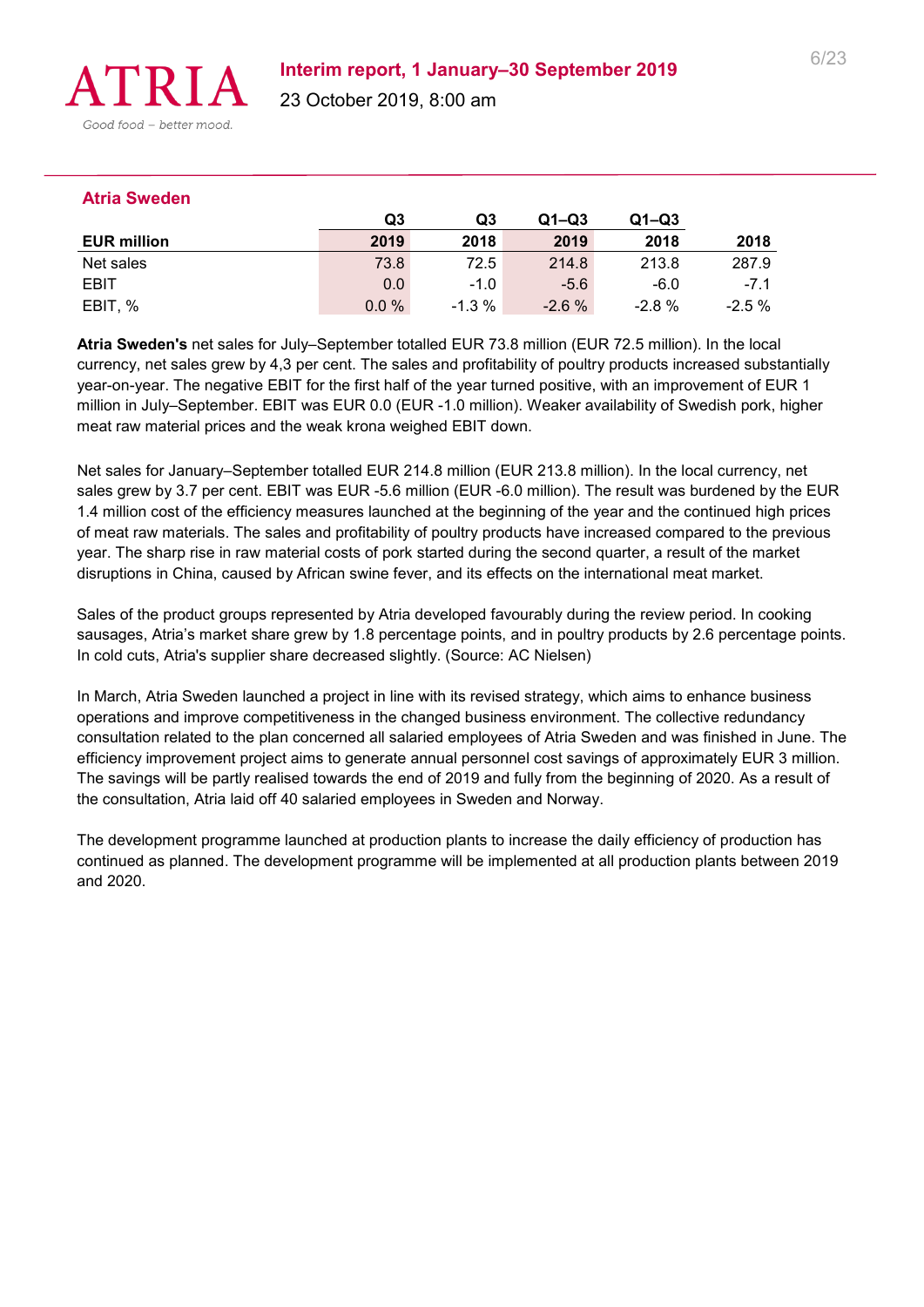## Atria Sweden

| EUR million | Q3 2019 | Q3 2018 | Q1–Q3 2019 | Q1–Q3 2018 | 2018 |
|---|---|---|---|---|---|
| Net sales | 73.8 | 72.5 | 214.8 | 213.8 | 287.9 |
| EBIT | 0.0 | -1.0 | -5.6 | -6.0 | -7.1 |
| EBIT, % | 0.0 % | -1.3 % | -2.6 % | -2.8 % | -2.5 % |

**Atria Sweden's** net sales for July–September totalled EUR 73.8 million (EUR 72.5 million). In the local currency, net sales grew by 4,3 per cent. The sales and profitability of poultry products increased substantially year-on-year. The negative EBIT for the first half of the year turned positive, with an improvement of EUR 1 million in July–September. EBIT was EUR 0.0 (EUR -1.0 million). Weaker availability of Swedish pork, higher meat raw material prices and the weak krona weighed EBIT down.

Net sales for January–September totalled EUR 214.8 million (EUR 213.8 million). In the local currency, net sales grew by 3.7 per cent. EBIT was EUR -5.6 million (EUR -6.0 million). The result was burdened by the EUR 1.4 million cost of the efficiency measures launched at the beginning of the year and the continued high prices of meat raw materials. The sales and profitability of poultry products have increased compared to the previous year. The sharp rise in raw material costs of pork started during the second quarter, a result of the market disruptions in China, caused by African swine fever, and its effects on the international meat market.

Sales of the product groups represented by Atria developed favourably during the review period. In cooking sausages, Atria's market share grew by 1.8 percentage points, and in poultry products by 2.6 percentage points. In cold cuts, Atria's supplier share decreased slightly. (Source: AC Nielsen)

In March, Atria Sweden launched a project in line with its revised strategy, which aims to enhance business operations and improve competitiveness in the changed business environment. The collective redundancy consultation related to the plan concerned all salaried employees of Atria Sweden and was finished in June. The efficiency improvement project aims to generate annual personnel cost savings of approximately EUR 3 million. The savings will be partly realised towards the end of 2019 and fully from the beginning of 2020. As a result of the consultation, Atria laid off 40 salaried employees in Sweden and Norway.

The development programme launched at production plants to increase the daily efficiency of production has continued as planned. The development programme will be implemented at all production plants between 2019 and 2020.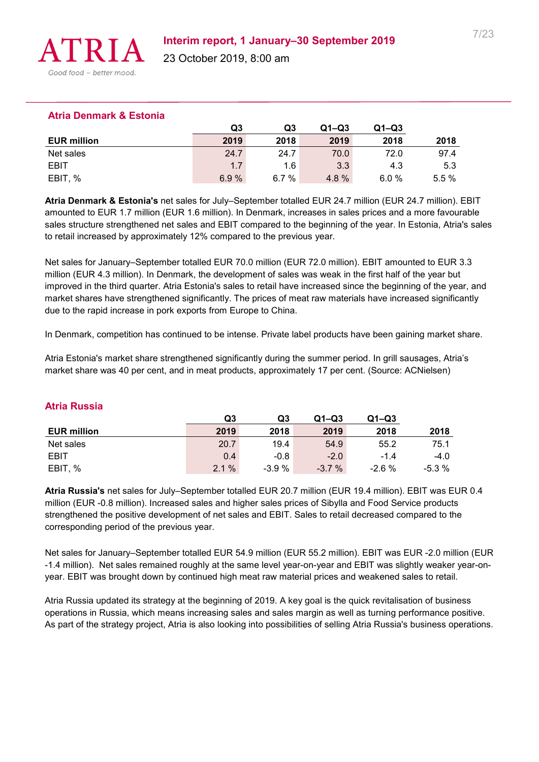## Atria Denmark & Estonia

| EUR million | Q3 2019 | Q3 2018 | Q1–Q3 2019 | Q1–Q3 2018 | 2018 |
|---|---|---|---|---|---|
| Net sales | 24.7 | 24.7 | 70.0 | 72.0 | 97.4 |
| EBIT | 1.7 | 1.6 | 3.3 | 4.3 | 5.3 |
| EBIT, % | 6.9 % | 6.7 % | 4.8 % | 6.0 % | 5.5 % |

**Atria Denmark & Estonia's** net sales for July–September totalled EUR 24.7 million (EUR 24.7 million). EBIT amounted to EUR 1.7 million (EUR 1.6 million). In Denmark, increases in sales prices and a more favourable sales structure strengthened net sales and EBIT compared to the beginning of the year. In Estonia, Atria's sales to retail increased by approximately 12% compared to the previous year.

Net sales for January–September totalled EUR 70.0 million (EUR 72.0 million). EBIT amounted to EUR 3.3 million (EUR 4.3 million). In Denmark, the development of sales was weak in the first half of the year but improved in the third quarter. Atria Estonia's sales to retail have increased since the beginning of the year, and market shares have strengthened significantly. The prices of meat raw materials have increased significantly due to the rapid increase in pork exports from Europe to China.

In Denmark, competition has continued to be intense. Private label products have been gaining market share.

Atria Estonia's market share strengthened significantly during the summer period. In grill sausages, Atria's market share was 40 per cent, and in meat products, approximately 17 per cent. (Source: ACNielsen)

## Atria Russia

| EUR million | Q3 2019 | Q3 2018 | Q1–Q3 2019 | Q1–Q3 2018 | 2018 |
|---|---|---|---|---|---|
| Net sales | 20.7 | 19.4 | 54.9 | 55.2 | 75.1 |
| EBIT | 0.4 | -0.8 | -2.0 | -1.4 | -4.0 |
| EBIT, % | 2.1 % | -3.9 % | -3.7 % | -2.6 % | -5.3 % |

**Atria Russia's** net sales for July–September totalled EUR 20.7 million (EUR 19.4 million). EBIT was EUR 0.4 million (EUR -0.8 million). Increased sales and higher sales prices of Sibylla and Food Service products strengthened the positive development of net sales and EBIT. Sales to retail decreased compared to the corresponding period of the previous year.

Net sales for January–September totalled EUR 54.9 million (EUR 55.2 million). EBIT was EUR -2.0 million (EUR -1.4 million). Net sales remained roughly at the same level year-on-year and EBIT was slightly weaker year-on-year. EBIT was brought down by continued high meat raw material prices and weakened sales to retail.

Atria Russia updated its strategy at the beginning of 2019. A key goal is the quick revitalisation of business operations in Russia, which means increasing sales and sales margin as well as turning performance positive. As part of the strategy project, Atria is also looking into possibilities of selling Atria Russia's business operations.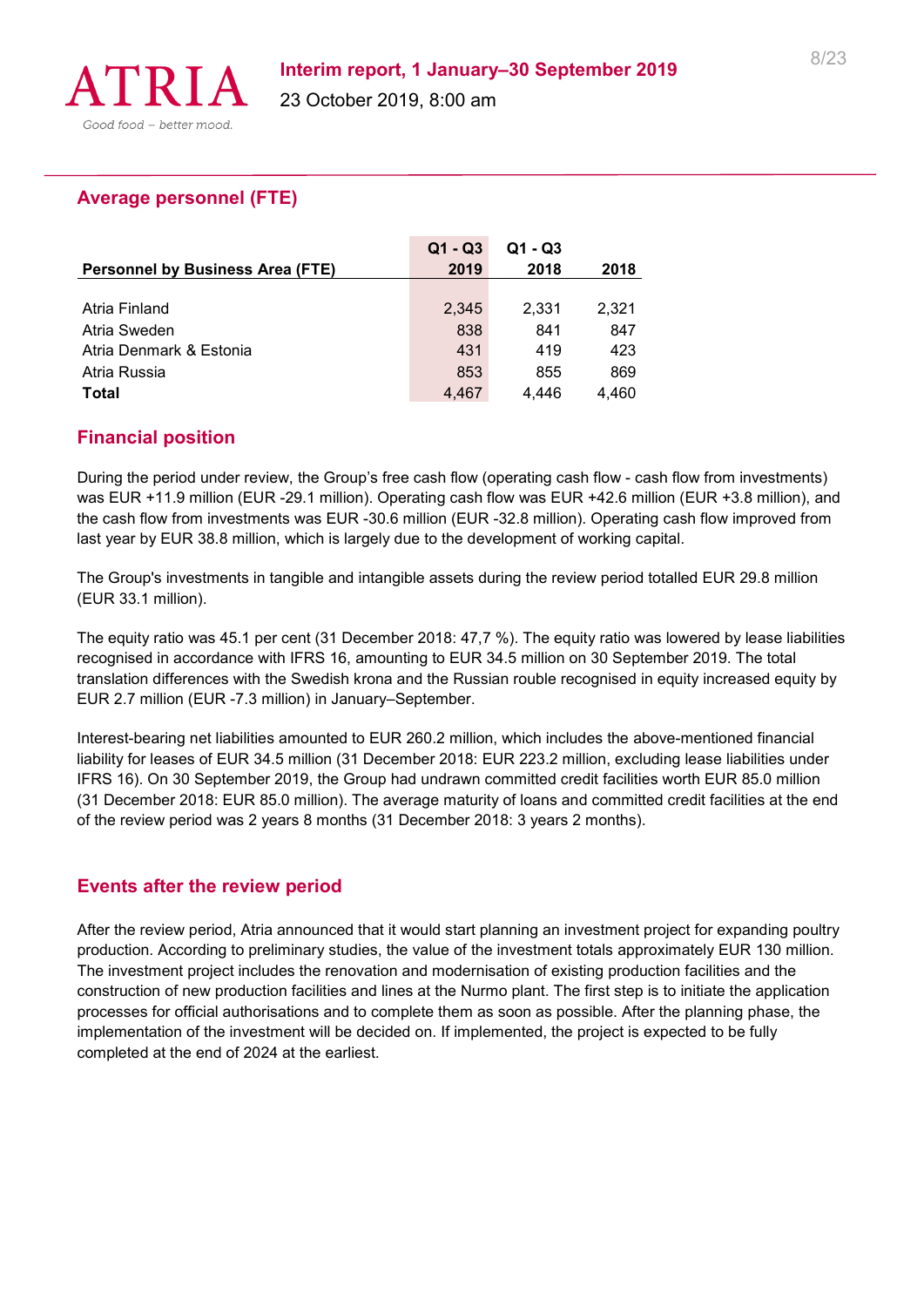## Average personnel (FTE)

| Personnel by Business Area (FTE) | Q1 - Q3 2019 | Q1 - Q3 2018 | 2018 |
|---|---|---|---|
| Atria Finland | 2,345 | 2,331 | 2,321 |
| Atria Sweden | 838 | 841 | 847 |
| Atria Denmark & Estonia | 431 | 419 | 423 |
| Atria Russia | 853 | 855 | 869 |
| **Total** | 4,467 | 4,446 | 4,460 |

## Financial position

During the period under review, the Group's free cash flow (operating cash flow - cash flow from investments) was EUR +11.9 million (EUR -29.1 million). Operating cash flow was EUR +42.6 million (EUR +3.8 million), and the cash flow from investments was EUR -30.6 million (EUR -32.8 million). Operating cash flow improved from last year by EUR 38.8 million, which is largely due to the development of working capital.

The Group's investments in tangible and intangible assets during the review period totalled EUR 29.8 million (EUR 33.1 million).

The equity ratio was 45.1 per cent (31 December 2018: 47,7 %). The equity ratio was lowered by lease liabilities recognised in accordance with IFRS 16, amounting to EUR 34.5 million on 30 September 2019. The total translation differences with the Swedish krona and the Russian rouble recognised in equity increased equity by EUR 2.7 million (EUR -7.3 million) in January–September.

Interest-bearing net liabilities amounted to EUR 260.2 million, which includes the above-mentioned financial liability for leases of EUR 34.5 million (31 December 2018: EUR 223.2 million, excluding lease liabilities under IFRS 16). On 30 September 2019, the Group had undrawn committed credit facilities worth EUR 85.0 million (31 December 2018: EUR 85.0 million). The average maturity of loans and committed credit facilities at the end of the review period was 2 years 8 months (31 December 2018: 3 years 2 months).

## Events after the review period

After the review period, Atria announced that it would start planning an investment project for expanding poultry production. According to preliminary studies, the value of the investment totals approximately EUR 130 million. The investment project includes the renovation and modernisation of existing production facilities and the construction of new production facilities and lines at the Nurmo plant. The first step is to initiate the application processes for official authorisations and to complete them as soon as possible. After the planning phase, the implementation of the investment will be decided on. If implemented, the project is expected to be fully completed at the end of 2024 at the earliest.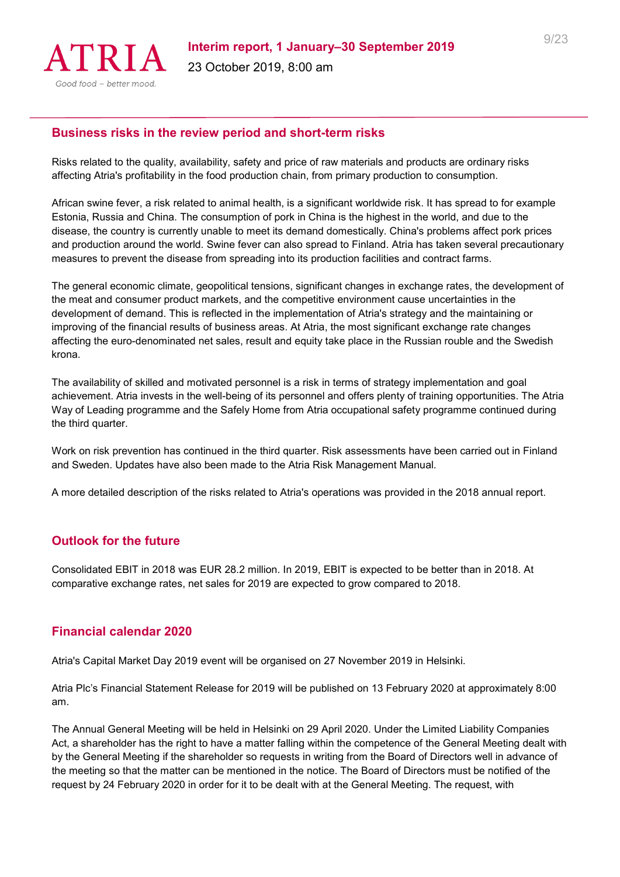## Business risks in the review period and short-term risks

Risks related to the quality, availability, safety and price of raw materials and products are ordinary risks affecting Atria's profitability in the food production chain, from primary production to consumption.

African swine fever, a risk related to animal health, is a significant worldwide risk. It has spread to for example Estonia, Russia and China. The consumption of pork in China is the highest in the world, and due to the disease, the country is currently unable to meet its demand domestically. China's problems affect pork prices and production around the world. Swine fever can also spread to Finland. Atria has taken several precautionary measures to prevent the disease from spreading into its production facilities and contract farms.

The general economic climate, geopolitical tensions, significant changes in exchange rates, the development of the meat and consumer product markets, and the competitive environment cause uncertainties in the development of demand. This is reflected in the implementation of Atria's strategy and the maintaining or improving of the financial results of business areas. At Atria, the most significant exchange rate changes affecting the euro-denominated net sales, result and equity take place in the Russian rouble and the Swedish krona.

The availability of skilled and motivated personnel is a risk in terms of strategy implementation and goal achievement. Atria invests in the well-being of its personnel and offers plenty of training opportunities. The Atria Way of Leading programme and the Safely Home from Atria occupational safety programme continued during the third quarter.

Work on risk prevention has continued in the third quarter. Risk assessments have been carried out in Finland and Sweden. Updates have also been made to the Atria Risk Management Manual.

A more detailed description of the risks related to Atria's operations was provided in the 2018 annual report.

## Outlook for the future

Consolidated EBIT in 2018 was EUR 28.2 million. In 2019, EBIT is expected to be better than in 2018. At comparative exchange rates, net sales for 2019 are expected to grow compared to 2018.

## Financial calendar 2020

Atria's Capital Market Day 2019 event will be organised on 27 November 2019 in Helsinki.

Atria Plc's Financial Statement Release for 2019 will be published on 13 February 2020 at approximately 8:00 am.

The Annual General Meeting will be held in Helsinki on 29 April 2020. Under the Limited Liability Companies Act, a shareholder has the right to have a matter falling within the competence of the General Meeting dealt with by the General Meeting if the shareholder so requests in writing from the Board of Directors well in advance of the meeting so that the matter can be mentioned in the notice. The Board of Directors must be notified of the request by 24 February 2020 in order for it to be dealt with at the General Meeting. The request, with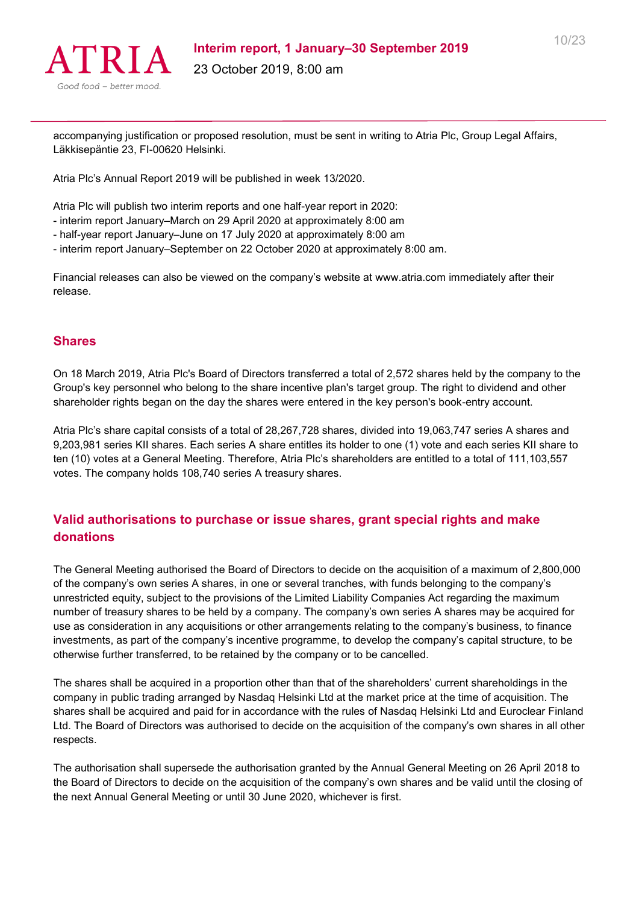accompanying justification or proposed resolution, must be sent in writing to Atria Plc, Group Legal Affairs, Läkkisepäntie 23, FI-00620 Helsinki.

Atria Plc's Annual Report 2019 will be published in week 13/2020.

Atria Plc will publish two interim reports and one half-year report in 2020:
- interim report January–March on 29 April 2020 at approximately 8:00 am
- half-year report January–June on 17 July 2020 at approximately 8:00 am
- interim report January–September on 22 October 2020 at approximately 8:00 am.

Financial releases can also be viewed on the company's website at www.atria.com immediately after their release.

## Shares

On 18 March 2019, Atria Plc's Board of Directors transferred a total of 2,572 shares held by the company to the Group's key personnel who belong to the share incentive plan's target group. The right to dividend and other shareholder rights began on the day the shares were entered in the key person's book-entry account.

Atria Plc's share capital consists of a total of 28,267,728 shares, divided into 19,063,747 series A shares and 9,203,981 series KII shares. Each series A share entitles its holder to one (1) vote and each series KII share to ten (10) votes at a General Meeting. Therefore, Atria Plc's shareholders are entitled to a total of 111,103,557 votes. The company holds 108,740 series A treasury shares.

## Valid authorisations to purchase or issue shares, grant special rights and make donations

The General Meeting authorised the Board of Directors to decide on the acquisition of a maximum of 2,800,000 of the company's own series A shares, in one or several tranches, with funds belonging to the company's unrestricted equity, subject to the provisions of the Limited Liability Companies Act regarding the maximum number of treasury shares to be held by a company. The company's own series A shares may be acquired for use as consideration in any acquisitions or other arrangements relating to the company's business, to finance investments, as part of the company's incentive programme, to develop the company's capital structure, to be otherwise further transferred, to be retained by the company or to be cancelled.

The shares shall be acquired in a proportion other than that of the shareholders' current shareholdings in the company in public trading arranged by Nasdaq Helsinki Ltd at the market price at the time of acquisition. The shares shall be acquired and paid for in accordance with the rules of Nasdaq Helsinki Ltd and Euroclear Finland Ltd. The Board of Directors was authorised to decide on the acquisition of the company's own shares in all other respects.

The authorisation shall supersede the authorisation granted by the Annual General Meeting on 26 April 2018 to the Board of Directors to decide on the acquisition of the company's own shares and be valid until the closing of the next Annual General Meeting or until 30 June 2020, whichever is first.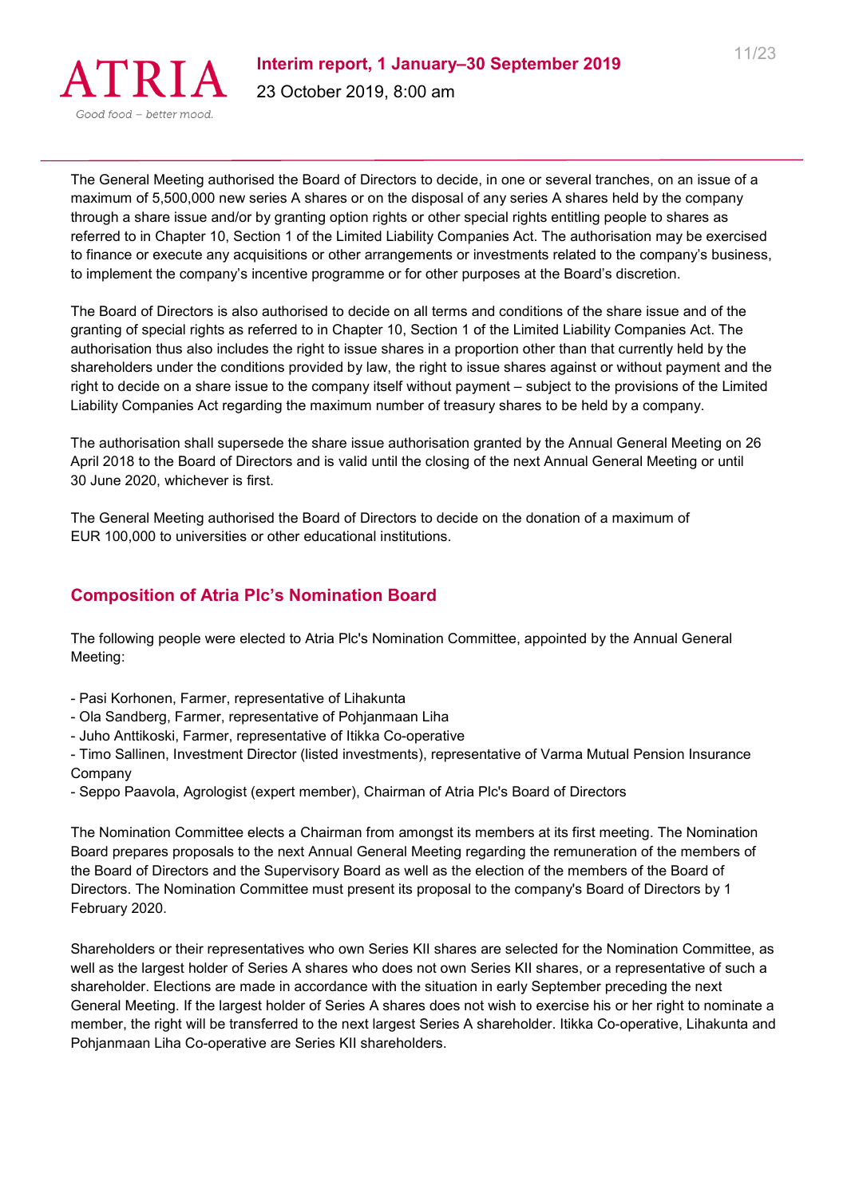The General Meeting authorised the Board of Directors to decide, in one or several tranches, on an issue of a maximum of 5,500,000 new series A shares or on the disposal of any series A shares held by the company through a share issue and/or by granting option rights or other special rights entitling people to shares as referred to in Chapter 10, Section 1 of the Limited Liability Companies Act. The authorisation may be exercised to finance or execute any acquisitions or other arrangements or investments related to the company's business, to implement the company's incentive programme or for other purposes at the Board's discretion.

The Board of Directors is also authorised to decide on all terms and conditions of the share issue and of the granting of special rights as referred to in Chapter 10, Section 1 of the Limited Liability Companies Act. The authorisation thus also includes the right to issue shares in a proportion other than that currently held by the shareholders under the conditions provided by law, the right to issue shares against or without payment and the right to decide on a share issue to the company itself without payment – subject to the provisions of the Limited Liability Companies Act regarding the maximum number of treasury shares to be held by a company.

The authorisation shall supersede the share issue authorisation granted by the Annual General Meeting on 26 April 2018 to the Board of Directors and is valid until the closing of the next Annual General Meeting or until 30 June 2020, whichever is first.

The General Meeting authorised the Board of Directors to decide on the donation of a maximum of EUR 100,000 to universities or other educational institutions.

## Composition of Atria Plc's Nomination Board

The following people were elected to Atria Plc's Nomination Committee, appointed by the Annual General Meeting:

- Pasi Korhonen, Farmer, representative of Lihakunta
- Ola Sandberg, Farmer, representative of Pohjanmaan Liha
- Juho Anttikoski, Farmer, representative of Itikka Co-operative
- Timo Sallinen, Investment Director (listed investments), representative of Varma Mutual Pension Insurance Company
- Seppo Paavola, Agrologist (expert member), Chairman of Atria Plc's Board of Directors

The Nomination Committee elects a Chairman from amongst its members at its first meeting. The Nomination Board prepares proposals to the next Annual General Meeting regarding the remuneration of the members of the Board of Directors and the Supervisory Board as well as the election of the members of the Board of Directors. The Nomination Committee must present its proposal to the company's Board of Directors by 1 February 2020.

Shareholders or their representatives who own Series KII shares are selected for the Nomination Committee, as well as the largest holder of Series A shares who does not own Series KII shares, or a representative of such a shareholder. Elections are made in accordance with the situation in early September preceding the next General Meeting. If the largest holder of Series A shares does not wish to exercise his or her right to nominate a member, the right will be transferred to the next largest Series A shareholder. Itikka Co-operative, Lihakunta and Pohjanmaan Liha Co-operative are Series KII shareholders.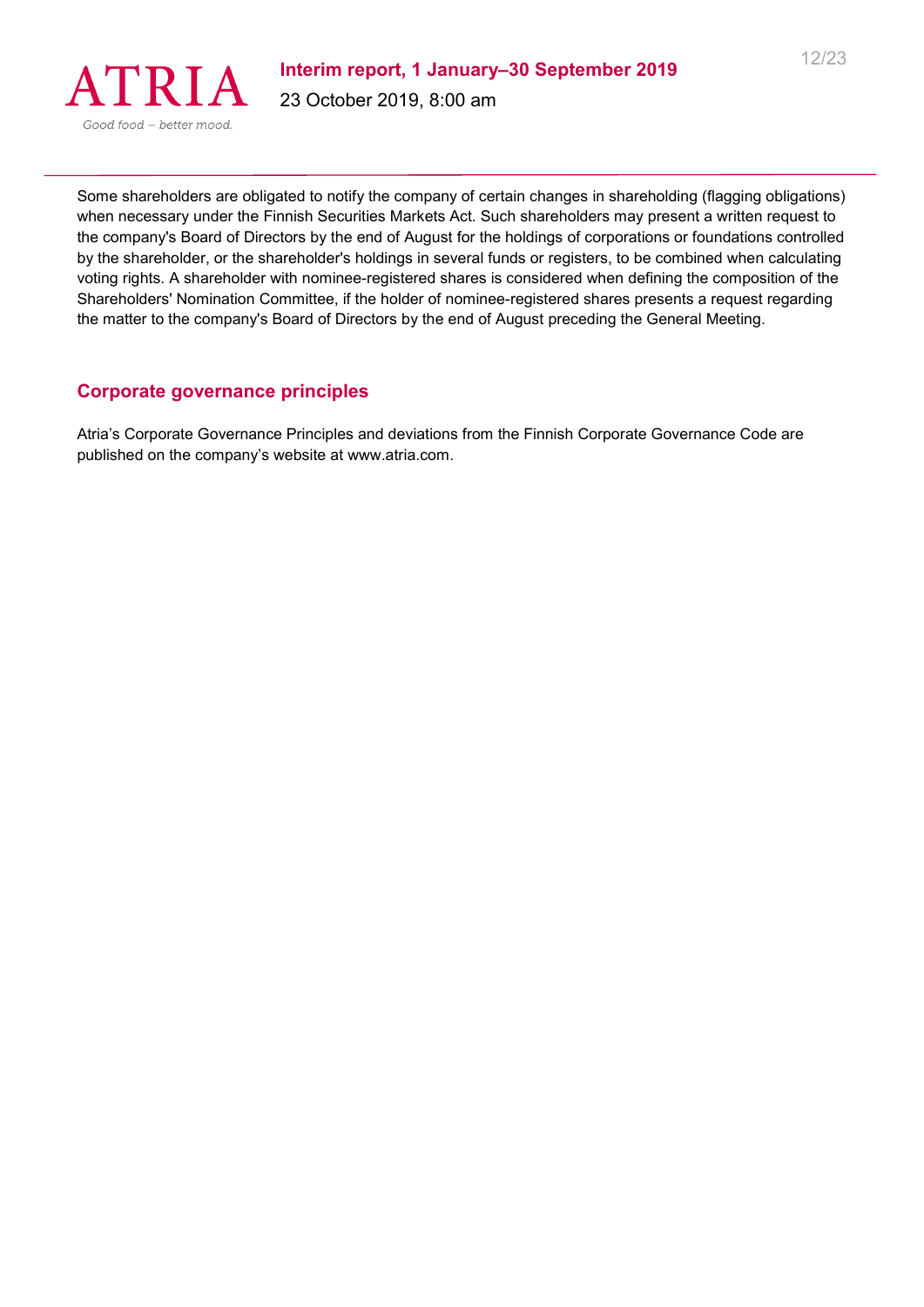Some shareholders are obligated to notify the company of certain changes in shareholding (flagging obligations) when necessary under the Finnish Securities Markets Act. Such shareholders may present a written request to the company's Board of Directors by the end of August for the holdings of corporations or foundations controlled by the shareholder, or the shareholder's holdings in several funds or registers, to be combined when calculating voting rights. A shareholder with nominee-registered shares is considered when defining the composition of the Shareholders' Nomination Committee, if the holder of nominee-registered shares presents a request regarding the matter to the company's Board of Directors by the end of August preceding the General Meeting.

## Corporate governance principles

Atria's Corporate Governance Principles and deviations from the Finnish Corporate Governance Code are published on the company's website at www.atria.com.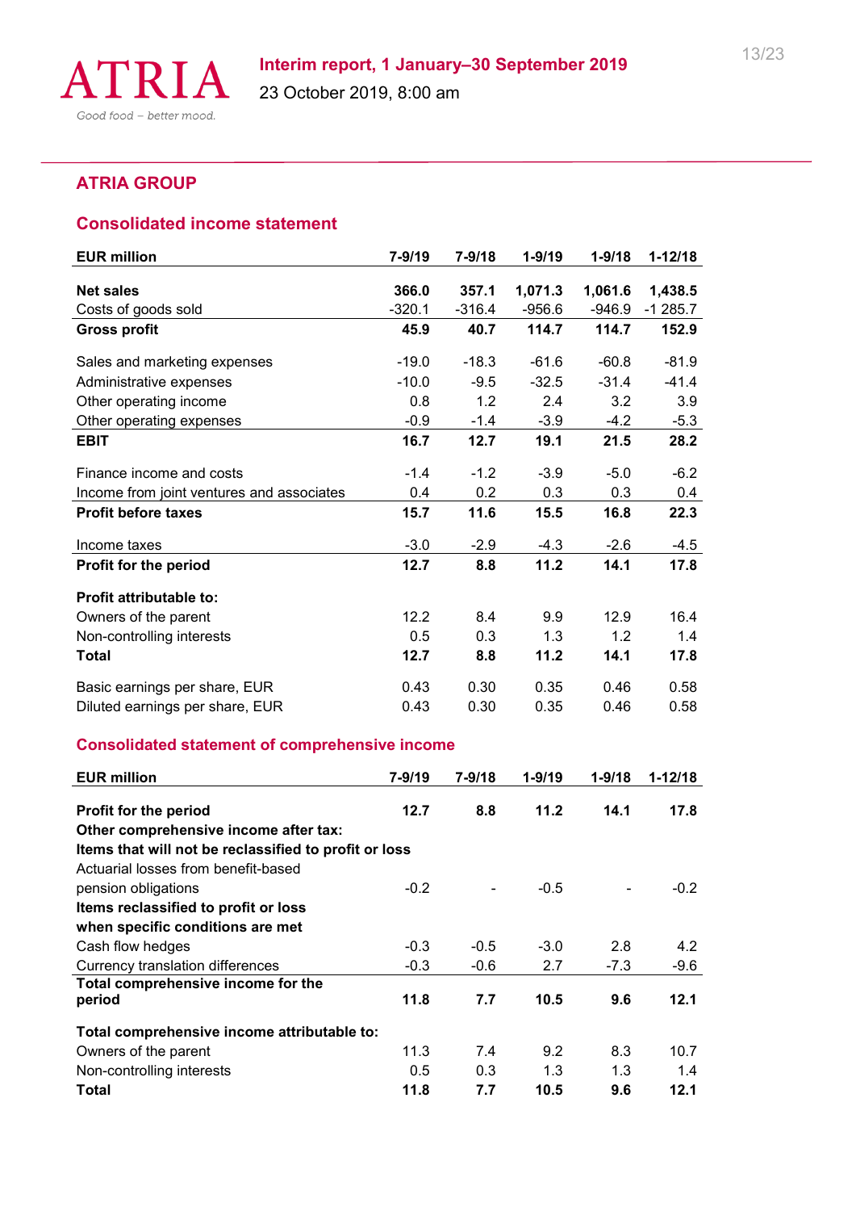## ATRIA GROUP

### Consolidated income statement

| EUR million | 7-9/19 | 7-9/18 | 1-9/19 | 1-9/18 | 1-12/18 |
|---|---|---|---|---|---|
| **Net sales** | **366.0** | **357.1** | **1,071.3** | **1,061.6** | **1,438.5** |
| Costs of goods sold | -320.1 | -316.4 | -956.6 | -946.9 | -1 285.7 |
| **Gross profit** | **45.9** | **40.7** | **114.7** | **114.7** | **152.9** |
| Sales and marketing expenses | -19.0 | -18.3 | -61.6 | -60.8 | -81.9 |
| Administrative expenses | -10.0 | -9.5 | -32.5 | -31.4 | -41.4 |
| Other operating income | 0.8 | 1.2 | 2.4 | 3.2 | 3.9 |
| Other operating expenses | -0.9 | -1.4 | -3.9 | -4.2 | -5.3 |
| **EBIT** | **16.7** | **12.7** | **19.1** | **21.5** | **28.2** |
| Finance income and costs | -1.4 | -1.2 | -3.9 | -5.0 | -6.2 |
| Income from joint ventures and associates | 0.4 | 0.2 | 0.3 | 0.3 | 0.4 |
| **Profit before taxes** | **15.7** | **11.6** | **15.5** | **16.8** | **22.3** |
| Income taxes | -3.0 | -2.9 | -4.3 | -2.6 | -4.5 |
| **Profit for the period** | **12.7** | **8.8** | **11.2** | **14.1** | **17.8** |
| **Profit attributable to:** | | | | | |
| Owners of the parent | 12.2 | 8.4 | 9.9 | 12.9 | 16.4 |
| Non-controlling interests | 0.5 | 0.3 | 1.3 | 1.2 | 1.4 |
| **Total** | **12.7** | **8.8** | **11.2** | **14.1** | **17.8** |
| Basic earnings per share, EUR | 0.43 | 0.30 | 0.35 | 0.46 | 0.58 |
| Diluted earnings per share, EUR | 0.43 | 0.30 | 0.35 | 0.46 | 0.58 |

### Consolidated statement of comprehensive income

| EUR million | 7-9/19 | 7-9/18 | 1-9/19 | 1-9/18 | 1-12/18 |
|---|---|---|---|---|---|
| **Profit for the period** | **12.7** | **8.8** | **11.2** | **14.1** | **17.8** |
| **Other comprehensive income after tax:** | | | | | |
| **Items that will not be reclassified to profit or loss** | | | | | |
| Actuarial losses from benefit-based pension obligations | -0.2 | - | -0.5 | - | -0.2 |
| **Items reclassified to profit or loss when specific conditions are met** | | | | | |
| Cash flow hedges | -0.3 | -0.5 | -3.0 | 2.8 | 4.2 |
| Currency translation differences | -0.3 | -0.6 | 2.7 | -7.3 | -9.6 |
| **Total comprehensive income for the period** | **11.8** | **7.7** | **10.5** | **9.6** | **12.1** |
| **Total comprehensive income attributable to:** | | | | | |
| Owners of the parent | 11.3 | 7.4 | 9.2 | 8.3 | 10.7 |
| Non-controlling interests | 0.5 | 0.3 | 1.3 | 1.3 | 1.4 |
| **Total** | **11.8** | **7.7** | **10.5** | **9.6** | **12.1** |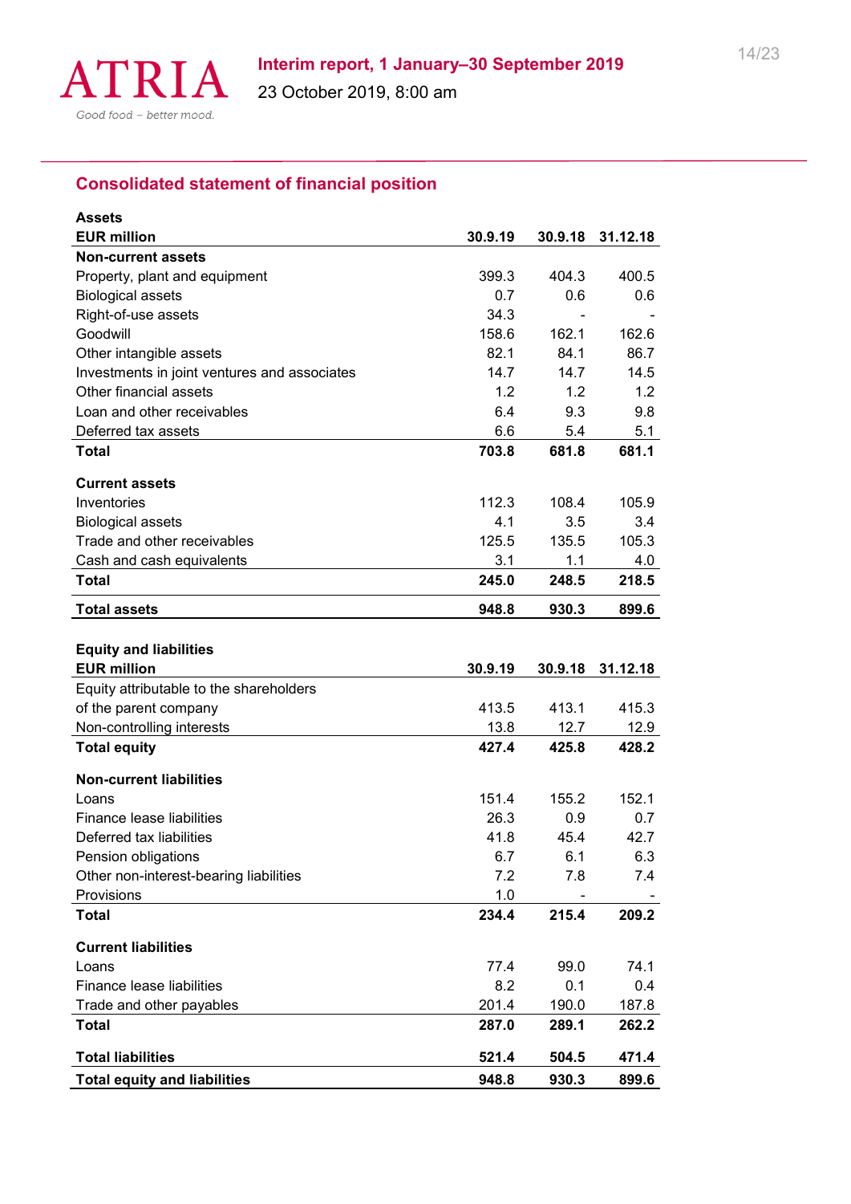## Consolidated statement of financial position

**Assets**

| EUR million | 30.9.19 | 30.9.18 | 31.12.18 |
|---|---|---|---|
| **Non-current assets** | | | |
| Property, plant and equipment | 399.3 | 404.3 | 400.5 |
| Biological assets | 0.7 | 0.6 | 0.6 |
| Right-of-use assets | 34.3 | - | - |
| Goodwill | 158.6 | 162.1 | 162.6 |
| Other intangible assets | 82.1 | 84.1 | 86.7 |
| Investments in joint ventures and associates | 14.7 | 14.7 | 14.5 |
| Other financial assets | 1.2 | 1.2 | 1.2 |
| Loan and other receivables | 6.4 | 9.3 | 9.8 |
| Deferred tax assets | 6.6 | 5.4 | 5.1 |
| **Total** | **703.8** | **681.8** | **681.1** |
| | | | |
| **Current assets** | | | |
| Inventories | 112.3 | 108.4 | 105.9 |
| Biological assets | 4.1 | 3.5 | 3.4 |
| Trade and other receivables | 125.5 | 135.5 | 105.3 |
| Cash and cash equivalents | 3.1 | 1.1 | 4.0 |
| **Total** | **245.0** | **248.5** | **218.5** |
| | | | |
| **Total assets** | **948.8** | **930.3** | **899.6** |

**Equity and liabilities**

| EUR million | 30.9.19 | 30.9.18 | 31.12.18 |
|---|---|---|---|
| Equity attributable to the shareholders of the parent company | 413.5 | 413.1 | 415.3 |
| Non-controlling interests | 13.8 | 12.7 | 12.9 |
| **Total equity** | **427.4** | **425.8** | **428.2** |
| | | | |
| **Non-current liabilities** | | | |
| Loans | 151.4 | 155.2 | 152.1 |
| Finance lease liabilities | 26.3 | 0.9 | 0.7 |
| Deferred tax liabilities | 41.8 | 45.4 | 42.7 |
| Pension obligations | 6.7 | 6.1 | 6.3 |
| Other non-interest-bearing liabilities | 7.2 | 7.8 | 7.4 |
| Provisions | 1.0 | - | - |
| **Total** | **234.4** | **215.4** | **209.2** |
| | | | |
| **Current liabilities** | | | |
| Loans | 77.4 | 99.0 | 74.1 |
| Finance lease liabilities | 8.2 | 0.1 | 0.4 |
| Trade and other payables | 201.4 | 190.0 | 187.8 |
| **Total** | **287.0** | **289.1** | **262.2** |
| | | | |
| **Total liabilities** | **521.4** | **504.5** | **471.4** |
| **Total equity and liabilities** | **948.8** | **930.3** | **899.6** |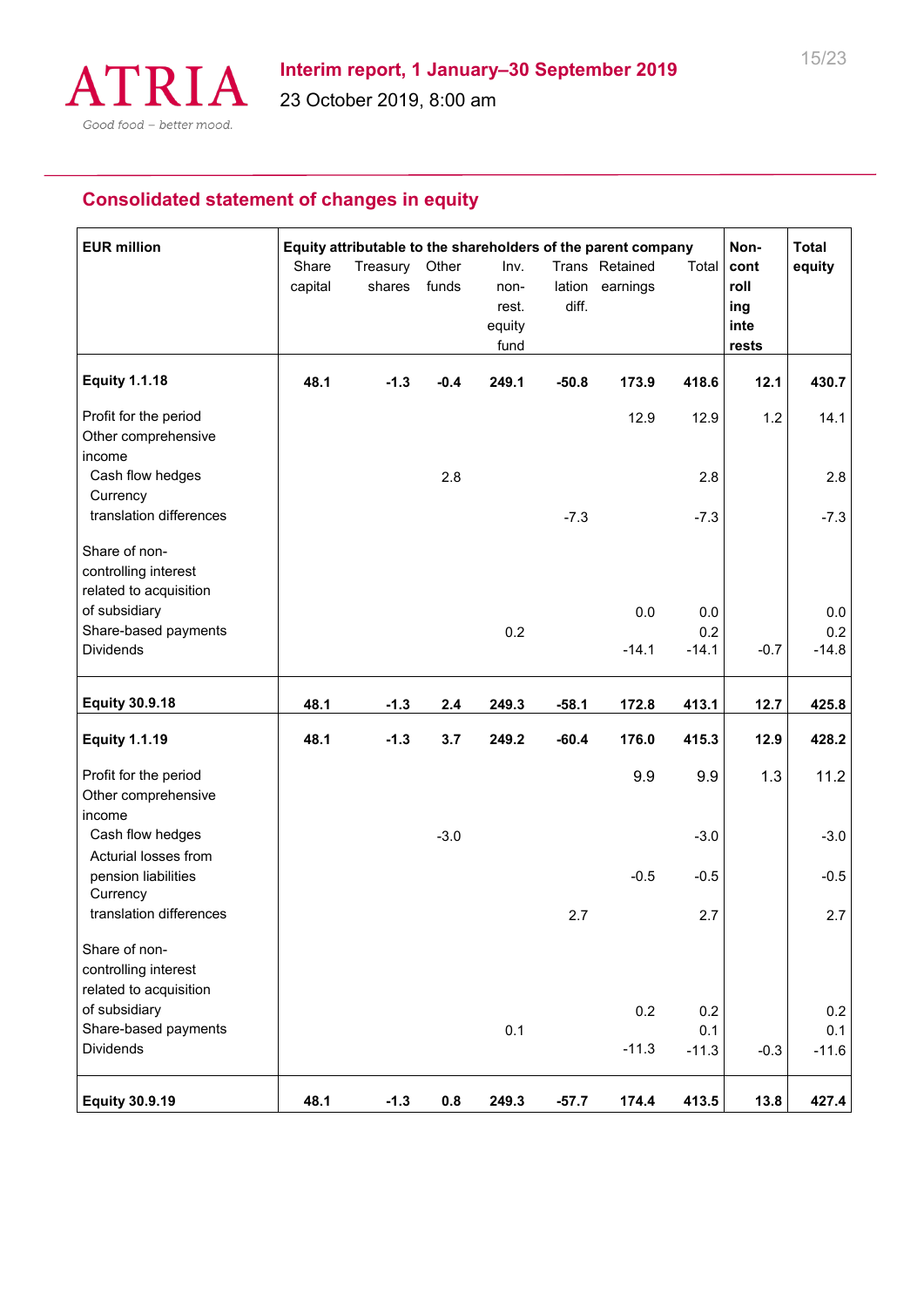## Consolidated statement of changes in equity

| EUR million | Equity attributable to the shareholders of the parent company | | | | | | | Non-controlling interests | Total equity |
|---|---|---|---|---|---|---|---|---|---|
| | Share capital | Treasury shares | Other funds | Inv. non-rest. equity fund | Translation diff. | Retained earnings | Total | | |
| **Equity 1.1.18** | **48.1** | **-1.3** | **-0.4** | **249.1** | **-50.8** | **173.9** | **418.6** | **12.1** | **430.7** |
| Profit for the period | | | | | | 12.9 | 12.9 | 1.2 | 14.1 |
| Other comprehensive income | | | | | | | | | |
| Cash flow hedges | | | 2.8 | | | | 2.8 | | 2.8 |
| Currency translation differences | | | | | -7.3 | | -7.3 | | -7.3 |
| Share of non-controlling interest related to acquisition of subsidiary | | | | | | 0.0 | 0.0 | | 0.0 |
| Share-based payments | | | | 0.2 | | | 0.2 | | 0.2 |
| Dividends | | | | | | -14.1 | -14.1 | -0.7 | -14.8 |
| **Equity 30.9.18** | **48.1** | **-1.3** | **2.4** | **249.3** | **-58.1** | **172.8** | **413.1** | **12.7** | **425.8** |
| **Equity 1.1.19** | **48.1** | **-1.3** | **3.7** | **249.2** | **-60.4** | **176.0** | **415.3** | **12.9** | **428.2** |
| Profit for the period | | | | | | 9.9 | 9.9 | 1.3 | 11.2 |
| Other comprehensive income | | | | | | | | | |
| Cash flow hedges | | | -3.0 | | | | -3.0 | | -3.0 |
| Acturial losses from pension liabilities | | | | | | -0.5 | -0.5 | | -0.5 |
| Currency translation differences | | | | | 2.7 | | 2.7 | | 2.7 |
| Share of non-controlling interest related to acquisition of subsidiary | | | | | | 0.2 | 0.2 | | 0.2 |
| Share-based payments | | | | 0.1 | | | 0.1 | | 0.1 |
| Dividends | | | | | | -11.3 | -11.3 | -0.3 | -11.6 |
| **Equity 30.9.19** | **48.1** | **-1.3** | **0.8** | **249.3** | **-57.7** | **174.4** | **413.5** | **13.8** | **427.4** |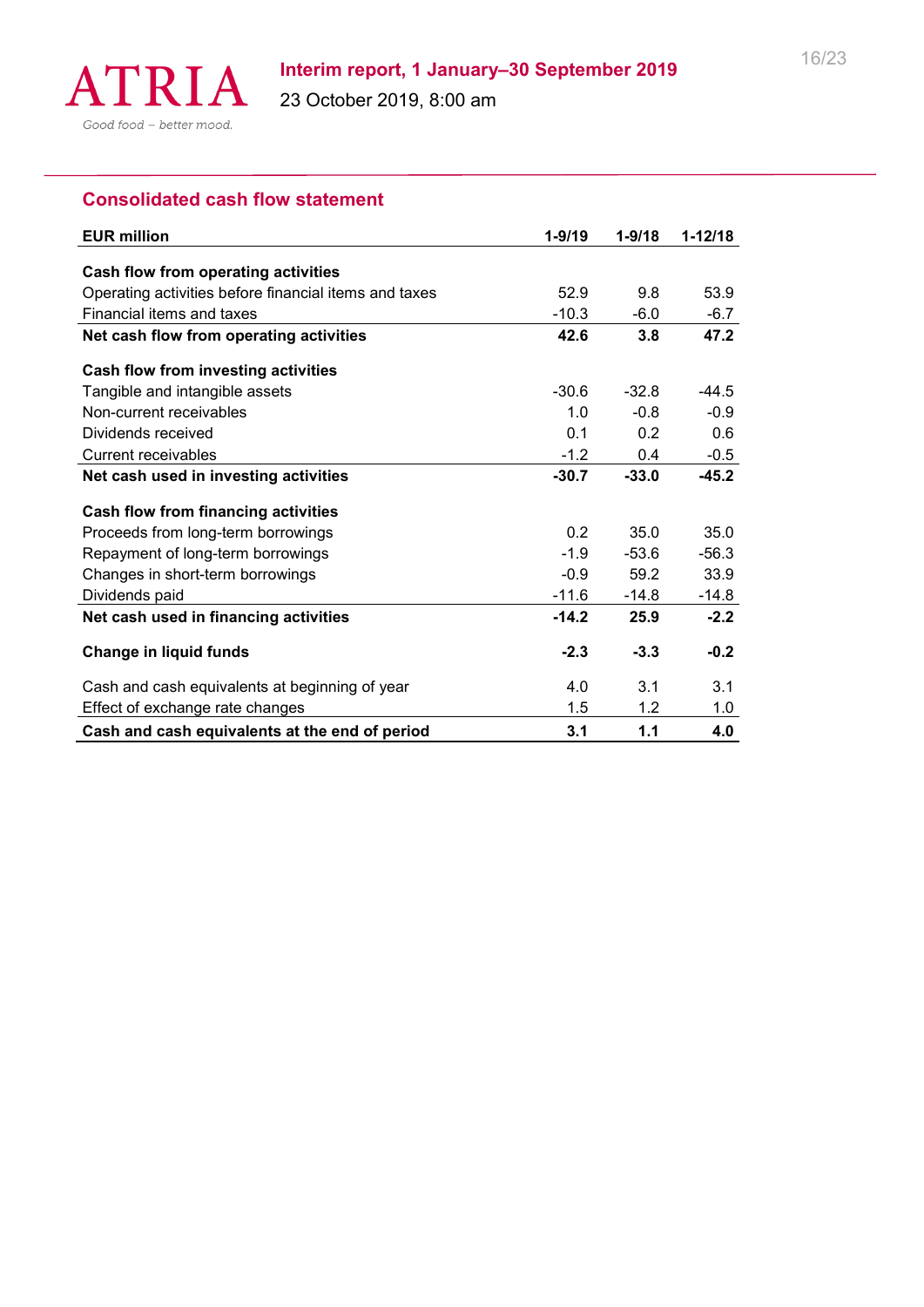## Consolidated cash flow statement

| EUR million | 1-9/19 | 1-9/18 | 1-12/18 |
|---|---|---|---|
| **Cash flow from operating activities** | | | |
| Operating activities before financial items and taxes | 52.9 | 9.8 | 53.9 |
| Financial items and taxes | -10.3 | -6.0 | -6.7 |
| **Net cash flow from operating activities** | **42.6** | **3.8** | **47.2** |
| **Cash flow from investing activities** | | | |
| Tangible and intangible assets | -30.6 | -32.8 | -44.5 |
| Non-current receivables | 1.0 | -0.8 | -0.9 |
| Dividends received | 0.1 | 0.2 | 0.6 |
| Current receivables | -1.2 | 0.4 | -0.5 |
| **Net cash used in investing activities** | **-30.7** | **-33.0** | **-45.2** |
| **Cash flow from financing activities** | | | |
| Proceeds from long-term borrowings | 0.2 | 35.0 | 35.0 |
| Repayment of long-term borrowings | -1.9 | -53.6 | -56.3 |
| Changes in short-term borrowings | -0.9 | 59.2 | 33.9 |
| Dividends paid | -11.6 | -14.8 | -14.8 |
| **Net cash used in financing activities** | **-14.2** | **25.9** | **-2.2** |
| **Change in liquid funds** | **-2.3** | **-3.3** | **-0.2** |
| Cash and cash equivalents at beginning of year | 4.0 | 3.1 | 3.1 |
| Effect of exchange rate changes | 1.5 | 1.2 | 1.0 |
| **Cash and cash equivalents at the end of period** | **3.1** | **1.1** | **4.0** |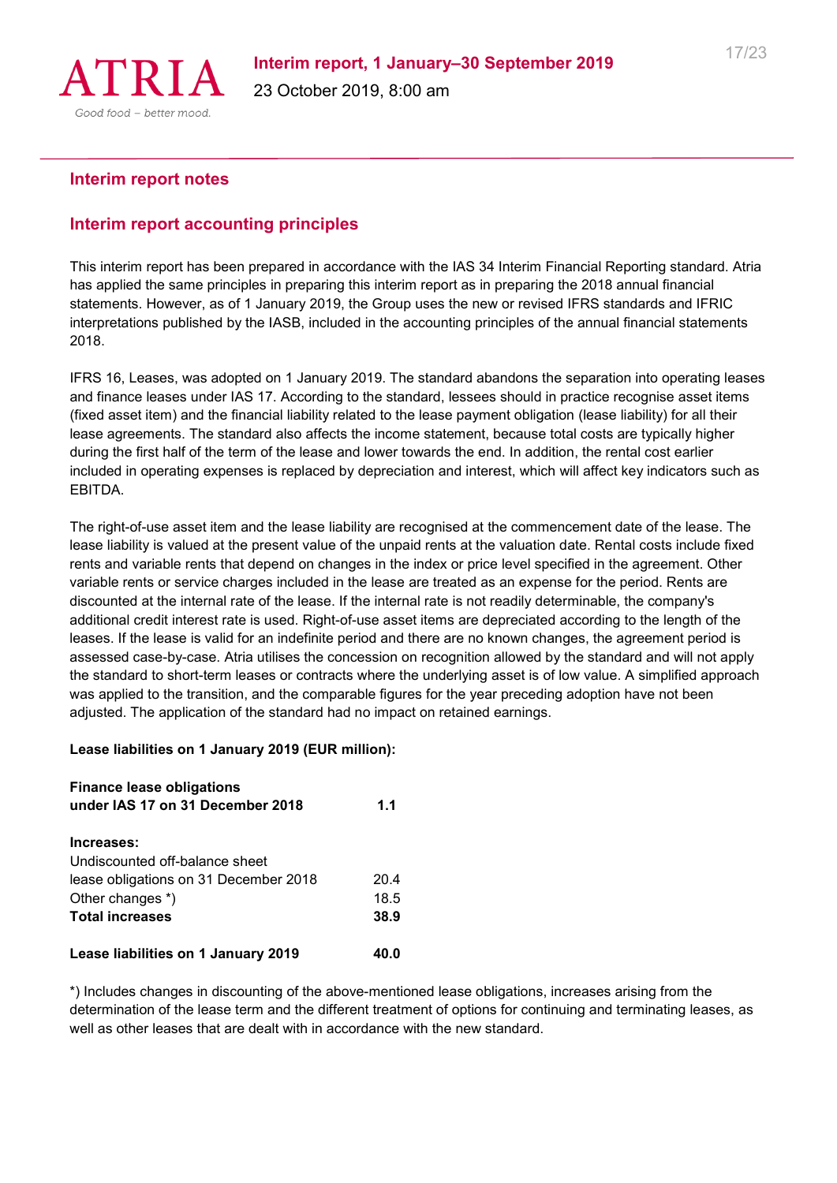## Interim report notes

## Interim report accounting principles

This interim report has been prepared in accordance with the IAS 34 Interim Financial Reporting standard. Atria has applied the same principles in preparing this interim report as in preparing the 2018 annual financial statements. However, as of 1 January 2019, the Group uses the new or revised IFRS standards and IFRIC interpretations published by the IASB, included in the accounting principles of the annual financial statements 2018.

IFRS 16, Leases, was adopted on 1 January 2019. The standard abandons the separation into operating leases and finance leases under IAS 17. According to the standard, lessees should in practice recognise asset items (fixed asset item) and the financial liability related to the lease payment obligation (lease liability) for all their lease agreements. The standard also affects the income statement, because total costs are typically higher during the first half of the term of the lease and lower towards the end. In addition, the rental cost earlier included in operating expenses is replaced by depreciation and interest, which will affect key indicators such as EBITDA.

The right-of-use asset item and the lease liability are recognised at the commencement date of the lease. The lease liability is valued at the present value of the unpaid rents at the valuation date. Rental costs include fixed rents and variable rents that depend on changes in the index or price level specified in the agreement. Other variable rents or service charges included in the lease are treated as an expense for the period. Rents are discounted at the internal rate of the lease. If the internal rate is not readily determinable, the company's additional credit interest rate is used. Right-of-use asset items are depreciated according to the length of the leases. If the lease is valid for an indefinite period and there are no known changes, the agreement period is assessed case-by-case. Atria utilises the concession on recognition allowed by the standard and will not apply the standard to short-term leases or contracts where the underlying asset is of low value. A simplified approach was applied to the transition, and the comparable figures for the year preceding adoption have not been adjusted. The application of the standard had no impact on retained earnings.

**Lease liabilities on 1 January 2019 (EUR million):**

| | |
|---|---|
| **Finance lease obligations under IAS 17 on 31 December 2018** | **1.1** |
| **Increases:** | |
| Undiscounted off-balance sheet lease obligations on 31 December 2018 | 20.4 |
| Other changes *) | 18.5 |
| **Total increases** | **38.9** |
| **Lease liabilities on 1 January 2019** | **40.0** |

*) Includes changes in discounting of the above-mentioned lease obligations, increases arising from the determination of the lease term and the different treatment of options for continuing and terminating leases, as well as other leases that are dealt with in accordance with the new standard.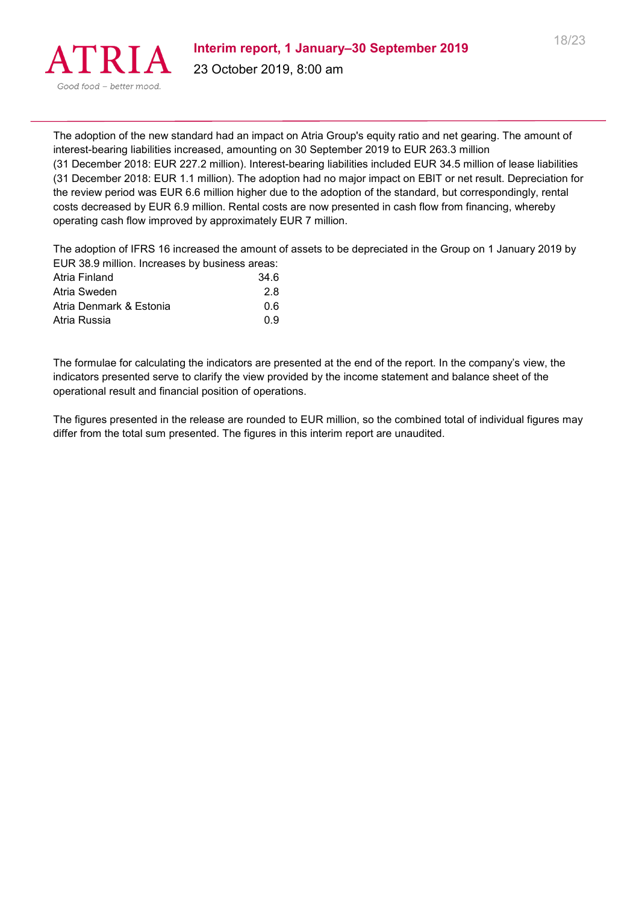The adoption of the new standard had an impact on Atria Group's equity ratio and net gearing. The amount of interest-bearing liabilities increased, amounting on 30 September 2019 to EUR 263.3 million (31 December 2018: EUR 227.2 million). Interest-bearing liabilities included EUR 34.5 million of lease liabilities (31 December 2018: EUR 1.1 million). The adoption had no major impact on EBIT or net result. Depreciation for the review period was EUR 6.6 million higher due to the adoption of the standard, but correspondingly, rental costs decreased by EUR 6.9 million. Rental costs are now presented in cash flow from financing, whereby operating cash flow improved by approximately EUR 7 million.

The adoption of IFRS 16 increased the amount of assets to be depreciated in the Group on 1 January 2019 by EUR 38.9 million. Increases by business areas:

| | |
|---|---|
| Atria Finland | 34.6 |
| Atria Sweden | 2.8 |
| Atria Denmark & Estonia | 0.6 |
| Atria Russia | 0.9 |

The formulae for calculating the indicators are presented at the end of the report. In the company's view, the indicators presented serve to clarify the view provided by the income statement and balance sheet of the operational result and financial position of operations.

The figures presented in the release are rounded to EUR million, so the combined total of individual figures may differ from the total sum presented. The figures in this interim report are unaudited.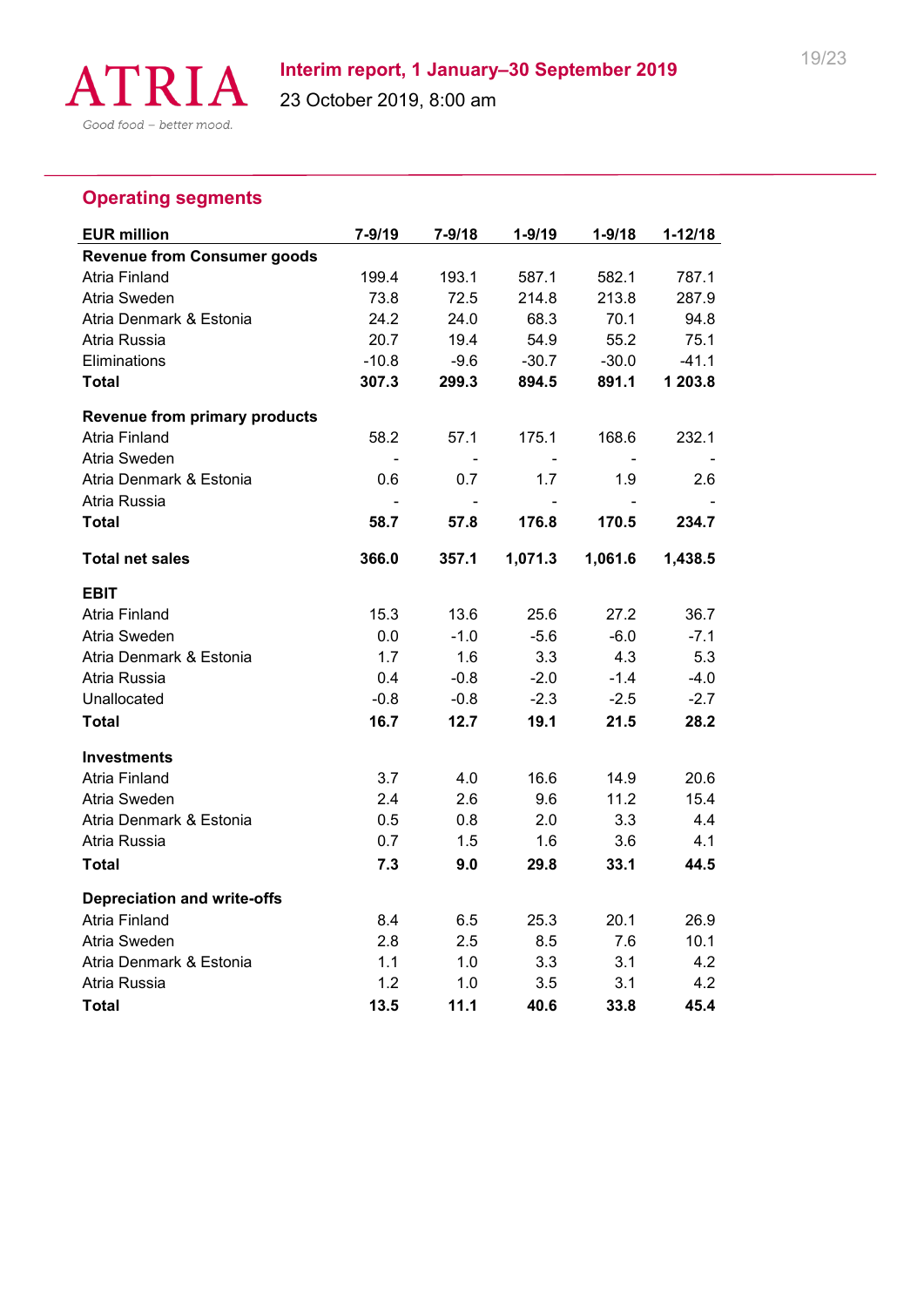## Operating segments

| EUR million | 7-9/19 | 7-9/18 | 1-9/19 | 1-9/18 | 1-12/18 |
|---|---|---|---|---|---|
| **Revenue from Consumer goods** | | | | | |
| Atria Finland | 199.4 | 193.1 | 587.1 | 582.1 | 787.1 |
| Atria Sweden | 73.8 | 72.5 | 214.8 | 213.8 | 287.9 |
| Atria Denmark & Estonia | 24.2 | 24.0 | 68.3 | 70.1 | 94.8 |
| Atria Russia | 20.7 | 19.4 | 54.9 | 55.2 | 75.1 |
| Eliminations | -10.8 | -9.6 | -30.7 | -30.0 | -41.1 |
| **Total** | **307.3** | **299.3** | **894.5** | **891.1** | **1 203.8** |
| | | | | | |
| **Revenue from primary products** | | | | | |
| Atria Finland | 58.2 | 57.1 | 175.1 | 168.6 | 232.1 |
| Atria Sweden | - | - | - | - | - |
| Atria Denmark & Estonia | 0.6 | 0.7 | 1.7 | 1.9 | 2.6 |
| Atria Russia | - | - | - | - | - |
| **Total** | **58.7** | **57.8** | **176.8** | **170.5** | **234.7** |
| | | | | | |
| **Total net sales** | **366.0** | **357.1** | **1,071.3** | **1,061.6** | **1,438.5** |
| | | | | | |
| **EBIT** | | | | | |
| Atria Finland | 15.3 | 13.6 | 25.6 | 27.2 | 36.7 |
| Atria Sweden | 0.0 | -1.0 | -5.6 | -6.0 | -7.1 |
| Atria Denmark & Estonia | 1.7 | 1.6 | 3.3 | 4.3 | 5.3 |
| Atria Russia | 0.4 | -0.8 | -2.0 | -1.4 | -4.0 |
| Unallocated | -0.8 | -0.8 | -2.3 | -2.5 | -2.7 |
| **Total** | **16.7** | **12.7** | **19.1** | **21.5** | **28.2** |
| | | | | | |
| **Investments** | | | | | |
| Atria Finland | 3.7 | 4.0 | 16.6 | 14.9 | 20.6 |
| Atria Sweden | 2.4 | 2.6 | 9.6 | 11.2 | 15.4 |
| Atria Denmark & Estonia | 0.5 | 0.8 | 2.0 | 3.3 | 4.4 |
| Atria Russia | 0.7 | 1.5 | 1.6 | 3.6 | 4.1 |
| **Total** | **7.3** | **9.0** | **29.8** | **33.1** | **44.5** |
| | | | | | |
| **Depreciation and write-offs** | | | | | |
| Atria Finland | 8.4 | 6.5 | 25.3 | 20.1 | 26.9 |
| Atria Sweden | 2.8 | 2.5 | 8.5 | 7.6 | 10.1 |
| Atria Denmark & Estonia | 1.1 | 1.0 | 3.3 | 3.1 | 4.2 |
| Atria Russia | 1.2 | 1.0 | 3.5 | 3.1 | 4.2 |
| **Total** | **13.5** | **11.1** | **40.6** | **33.8** | **45.4** |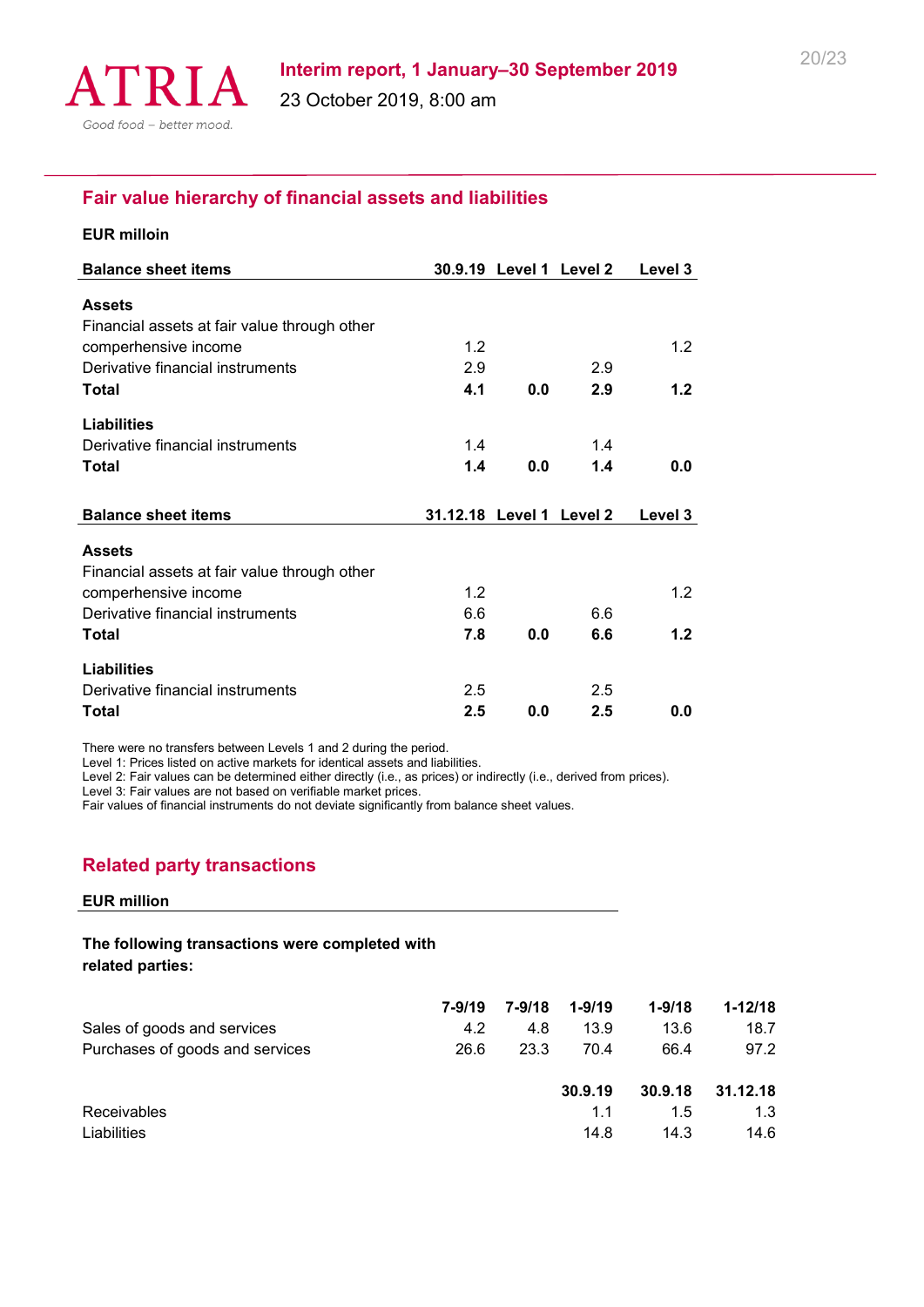## Fair value hierarchy of financial assets and liabilities

**EUR milloin**

| Balance sheet items | 30.9.19 | Level 1 | Level 2 | Level 3 |
|---|---|---|---|---|
| **Assets** | | | | |
| Financial assets at fair value through other comperhensive income | 1.2 | | | 1.2 |
| Derivative financial instruments | 2.9 | | 2.9 | |
| **Total** | **4.1** | **0.0** | **2.9** | **1.2** |
| **Liabilities** | | | | |
| Derivative financial instruments | 1.4 | | 1.4 | |
| **Total** | **1.4** | **0.0** | **1.4** | **0.0** |

| Balance sheet items | 31.12.18 | Level 1 | Level 2 | Level 3 |
|---|---|---|---|---|
| **Assets** | | | | |
| Financial assets at fair value through other comperhensive income | 1.2 | | | 1.2 |
| Derivative financial instruments | 6.6 | | 6.6 | |
| **Total** | **7.8** | **0.0** | **6.6** | **1.2** |
| **Liabilities** | | | | |
| Derivative financial instruments | 2.5 | | 2.5 | |
| **Total** | **2.5** | **0.0** | **2.5** | **0.0** |

There were no transfers between Levels 1 and 2 during the period.
Level 1: Prices listed on active markets for identical assets and liabilities.
Level 2: Fair values can be determined either directly (i.e., as prices) or indirectly (i.e., derived from prices).
Level 3: Fair values are not based on verifiable market prices.
Fair values of financial instruments do not deviate significantly from balance sheet values.

## Related party transactions

**EUR million**

**The following transactions were completed with related parties:**

| | 7-9/19 | 7-9/18 | 1-9/19 | 1-9/18 | 1-12/18 |
|---|---|---|---|---|---|
| Sales of goods and services | 4.2 | 4.8 | 13.9 | 13.6 | 18.7 |
| Purchases of goods and services | 26.6 | 23.3 | 70.4 | 66.4 | 97.2 |

| | 30.9.19 | 30.9.18 | 31.12.18 |
|---|---|---|---|
| Receivables | 1.1 | 1.5 | 1.3 |
| Liabilities | 14.8 | 14.3 | 14.6 |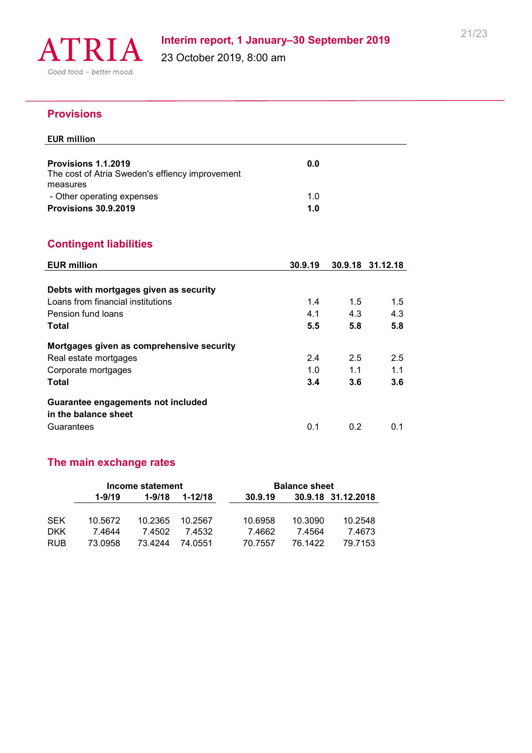## Provisions

| EUR million | |
|---|---|
| **Provisions 1.1.2019** | **0.0** |
| The cost of Atria Sweden's effiency improvement measures | |
| - Other operating expenses | 1.0 |
| **Provisions 30.9.2019** | **1.0** |

## Contingent liabilities

| EUR million | 30.9.19 | 30.9.18 | 31.12.18 |
|---|---|---|---|
| **Debts with mortgages given as security** | | | |
| Loans from financial institutions | 1.4 | 1.5 | 1.5 |
| Pension fund loans | 4.1 | 4.3 | 4.3 |
| **Total** | **5.5** | **5.8** | **5.8** |
| **Mortgages given as comprehensive security** | | | |
| Real estate mortgages | 2.4 | 2.5 | 2.5 |
| Corporate mortgages | 1.0 | 1.1 | 1.1 |
| **Total** | **3.4** | **3.6** | **3.6** |
| **Guarantee engagements not included in the balance sheet** | | | |
| Guarantees | 0.1 | 0.2 | 0.1 |

## The main exchange rates

| | Income statement | | | Balance sheet | | |
|---|---|---|---|---|---|---|
| | 1-9/19 | 1-9/18 | 1-12/18 | 30.9.19 | 30.9.18 | 31.12.2018 |
| SEK | 10.5672 | 10.2365 | 10.2567 | 10.6958 | 10.3090 | 10.2548 |
| DKK | 7.4644 | 7.4502 | 7.4532 | 7.4662 | 7.4564 | 7.4673 |
| RUB | 73.0958 | 73.4244 | 74.0551 | 70.7557 | 76.1422 | 79.7153 |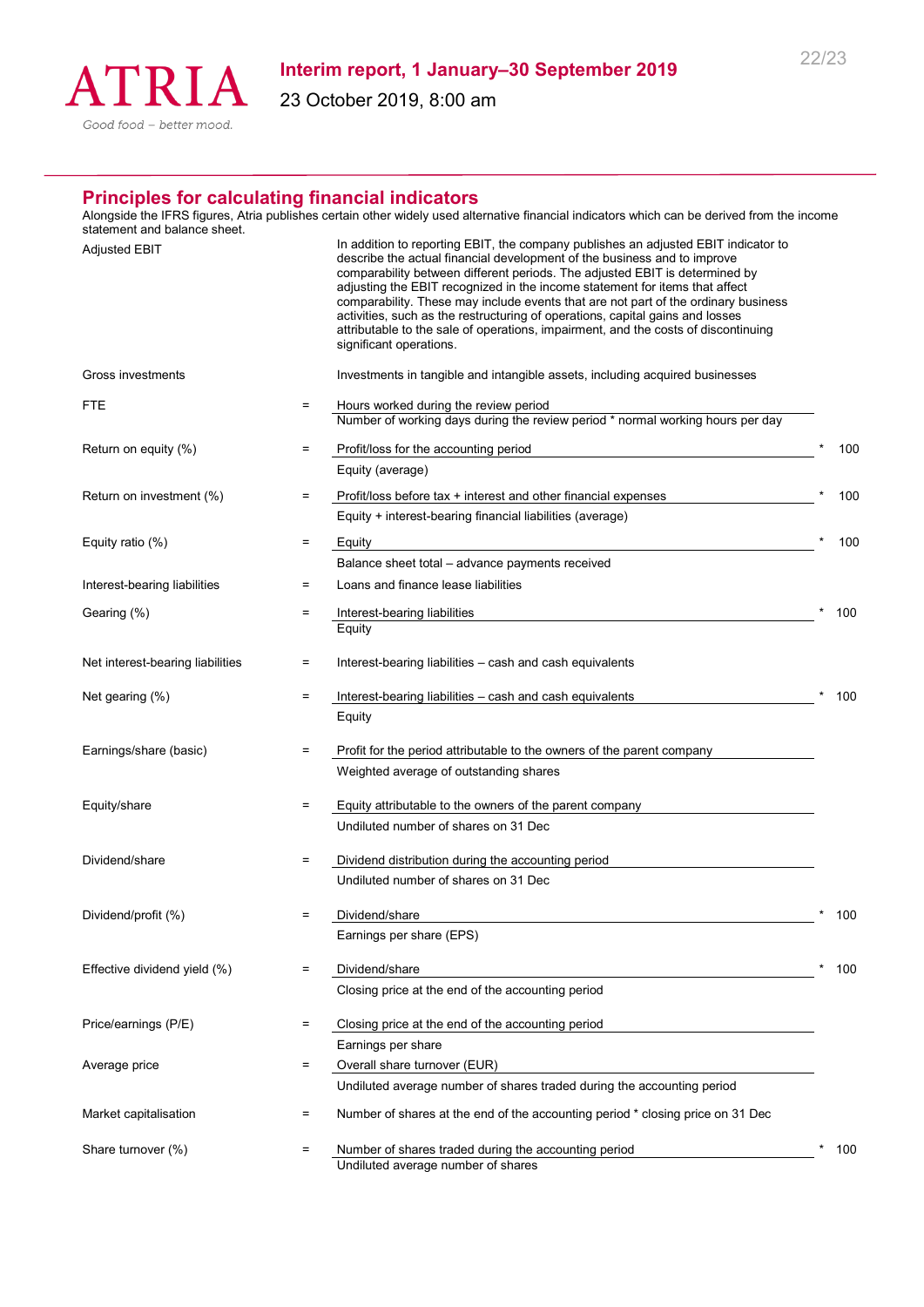## Principles for calculating financial indicators

Alongside the IFRS figures, Atria publishes certain other widely used alternative financial indicators which can be derived from the income statement and balance sheet.

| Indicator | | Definition |
|---|---|---|
| Adjusted EBIT | | In addition to reporting EBIT, the company publishes an adjusted EBIT indicator to describe the actual financial development of the business and to improve comparability between different periods. The adjusted EBIT is determined by adjusting the EBIT recognized in the income statement for items that affect comparability. These may include events that are not part of the ordinary business activities, such as the restructuring of operations, capital gains and losses attributable to the sale of operations, impairment, and the costs of discontinuing significant operations. |
| Gross investments | | Investments in tangible and intangible assets, including acquired businesses |
| FTE | = | $\frac{\text{Hours worked during the review period}}{\text{Number of working days during the review period * normal working hours per day}}$ |
| Return on equity (%) | = | $\frac{\text{Profit/loss for the accounting period}}{\text{Equity (average)}} * 100$ |
| Return on investment (%) | = | $\frac{\text{Profit/loss before tax + interest and other financial expenses}}{\text{Equity + interest-bearing financial liabilities (average)}} * 100$ |
| Equity ratio (%) | = | $\frac{\text{Equity}}{\text{Balance sheet total – advance payments received}} * 100$ |
| Interest-bearing liabilities | = | Loans and finance lease liabilities |
| Gearing (%) | = | $\frac{\text{Interest-bearing liabilities}}{\text{Equity}} * 100$ |
| Net interest-bearing liabilities | = | Interest-bearing liabilities – cash and cash equivalents |
| Net gearing (%) | = | $\frac{\text{Interest-bearing liabilities – cash and cash equivalents}}{\text{Equity}} * 100$ |
| Earnings/share (basic) | = | $\frac{\text{Profit for the period attributable to the owners of the parent company}}{\text{Weighted average of outstanding shares}}$ |
| Equity/share | = | $\frac{\text{Equity attributable to the owners of the parent company}}{\text{Undiluted number of shares on 31 Dec}}$ |
| Dividend/share | = | $\frac{\text{Dividend distribution during the accounting period}}{\text{Undiluted number of shares on 31 Dec}}$ |
| Dividend/profit (%) | = | $\frac{\text{Dividend/share}}{\text{Earnings per share (EPS)}} * 100$ |
| Effective dividend yield (%) | = | $\frac{\text{Dividend/share}}{\text{Closing price at the end of the accounting period}} * 100$ |
| Price/earnings (P/E) | = | $\frac{\text{Closing price at the end of the accounting period}}{\text{Earnings per share}}$ |
| Average price | = | $\frac{\text{Overall share turnover (EUR)}}{\text{Undiluted average number of shares traded during the accounting period}}$ |
| Market capitalisation | = | Number of shares at the end of the accounting period * closing price on 31 Dec |
| Share turnover (%) | = | $\frac{\text{Number of shares traded during the accounting period}}{\text{Undiluted average number of shares}} * 100$ |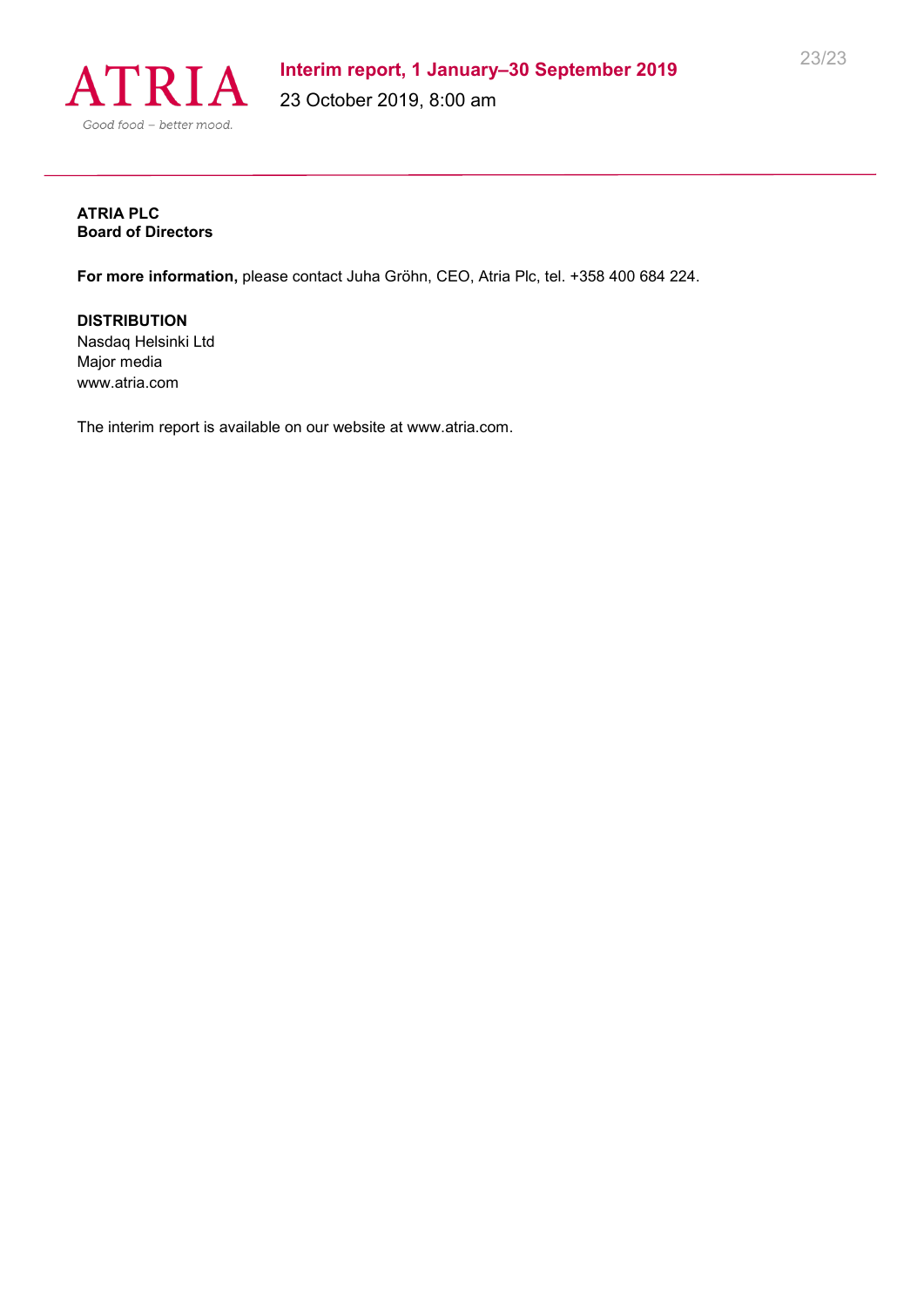**ATRIA PLC**
**Board of Directors**

**For more information,** please contact Juha Gröhn, CEO, Atria Plc, tel. +358 400 684 224.

**DISTRIBUTION**
Nasdaq Helsinki Ltd
Major media
www.atria.com

The interim report is available on our website at www.atria.com.